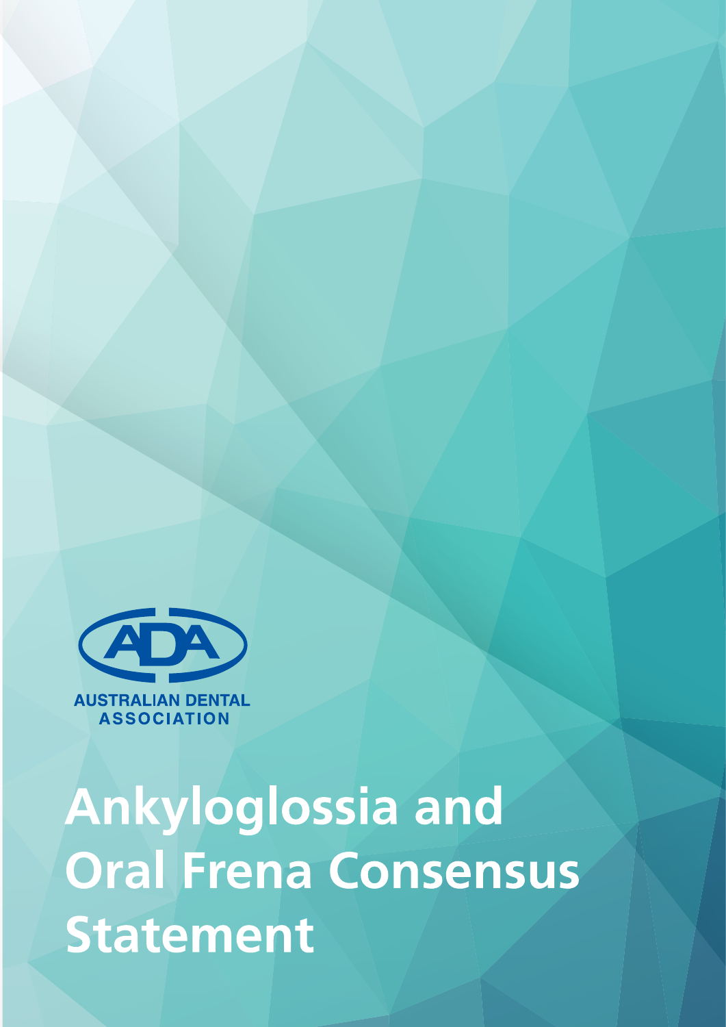AUSTRALIAN DENTAL ASSOCIATION

# Ankyloglossia and Oral Frena Consensus Statement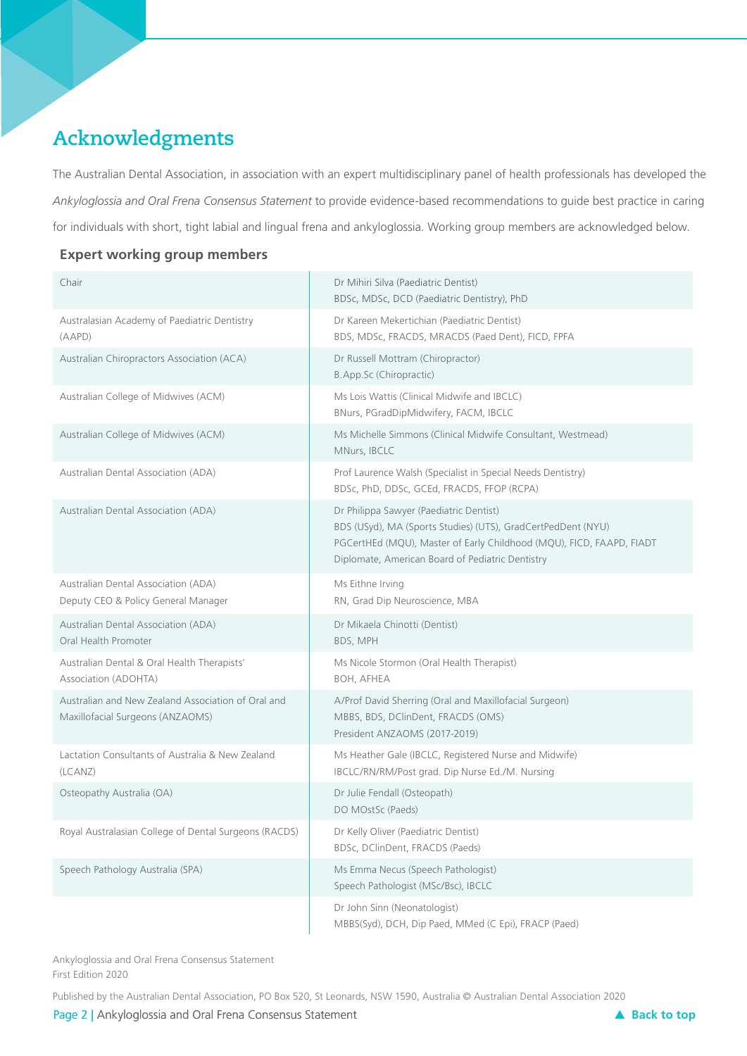# Acknowledgments

The Australian Dental Association, in association with an expert multidisciplinary panel of health professionals has developed the *Ankyloglossia and Oral Frena Consensus Statement* to provide evidence-based recommendations to guide best practice in caring for individuals with short, tight labial and lingual frena and ankyloglossia. Working group members are acknowledged below.

## Expert working group members

| | |
|---|---|
| Chair | Dr Mihiri Silva (Paediatric Dentist)<br>BDSc, MDSc, DCD (Paediatric Dentistry), PhD |
| Australasian Academy of Paediatric Dentistry (AAPD) | Dr Kareen Mekertichian (Paediatric Dentist)<br>BDS, MDSc, FRACDS, MRACDS (Paed Dent), FICD, FPFA |
| Australian Chiropractors Association (ACA) | Dr Russell Mottram (Chiropractor)<br>B.App.Sc (Chiropractic) |
| Australian College of Midwives (ACM) | Ms Lois Wattis (Clinical Midwife and IBCLC)<br>BNurs, PGradDipMidwifery, FACM, IBCLC |
| Australian College of Midwives (ACM) | Ms Michelle Simmons (Clinical Midwife Consultant, Westmead)<br>MNurs, IBCLC |
| Australian Dental Association (ADA) | Prof Laurence Walsh (Specialist in Special Needs Dentistry)<br>BDSc, PhD, DDSc, GCEd, FRACDS, FFOP (RCPA) |
| Australian Dental Association (ADA) | Dr Philippa Sawyer (Paediatric Dentist)<br>BDS (USyd), MA (Sports Studies) (UTS), GradCertPedDent (NYU)<br>PGCertHEd (MQU), Master of Early Childhood (MQU), FICD, FAAPD, FIADT<br>Diplomate, American Board of Pediatric Dentistry |
| Australian Dental Association (ADA)<br>Deputy CEO & Policy General Manager | Ms Eithne Irving<br>RN, Grad Dip Neuroscience, MBA |
| Australian Dental Association (ADA)<br>Oral Health Promoter | Dr Mikaela Chinotti (Dentist)<br>BDS, MPH |
| Australian Dental & Oral Health Therapists' Association (ADOHTA) | Ms Nicole Stormon (Oral Health Therapist)<br>BOH, AFHEA |
| Australian and New Zealand Association of Oral and Maxillofacial Surgeons (ANZAOMS) | A/Prof David Sherring (Oral and Maxillofacial Surgeon)<br>MBBS, BDS, DClinDent, FRACDS (OMS)<br>President ANZAOMS (2017-2019) |
| Lactation Consultants of Australia & New Zealand (LCANZ) | Ms Heather Gale (IBCLC, Registered Nurse and Midwife)<br>IBCLC/RN/RM/Post grad. Dip Nurse Ed./M. Nursing |
| Osteopathy Australia (OA) | Dr Julie Fendall (Osteopath)<br>DO MOstSc (Paeds) |
| Royal Australasian College of Dental Surgeons (RACDS) | Dr Kelly Oliver (Paediatric Dentist)<br>BDSc, DClinDent, FRACDS (Paeds) |
| Speech Pathology Australia (SPA) | Ms Emma Necus (Speech Pathologist)<br>Speech Pathologist (MSc/Bsc), IBCLC |
| | Dr John Sinn (Neonatologist)<br>MBBS(Syd), DCH, Dip Paed, MMed (C Epi), FRACP (Paed) |

Ankyloglossia and Oral Frena Consensus Statement
First Edition 2020

Published by the Australian Dental Association, PO Box 520, St Leonards, NSW 1590, Australia © Australian Dental Association 2020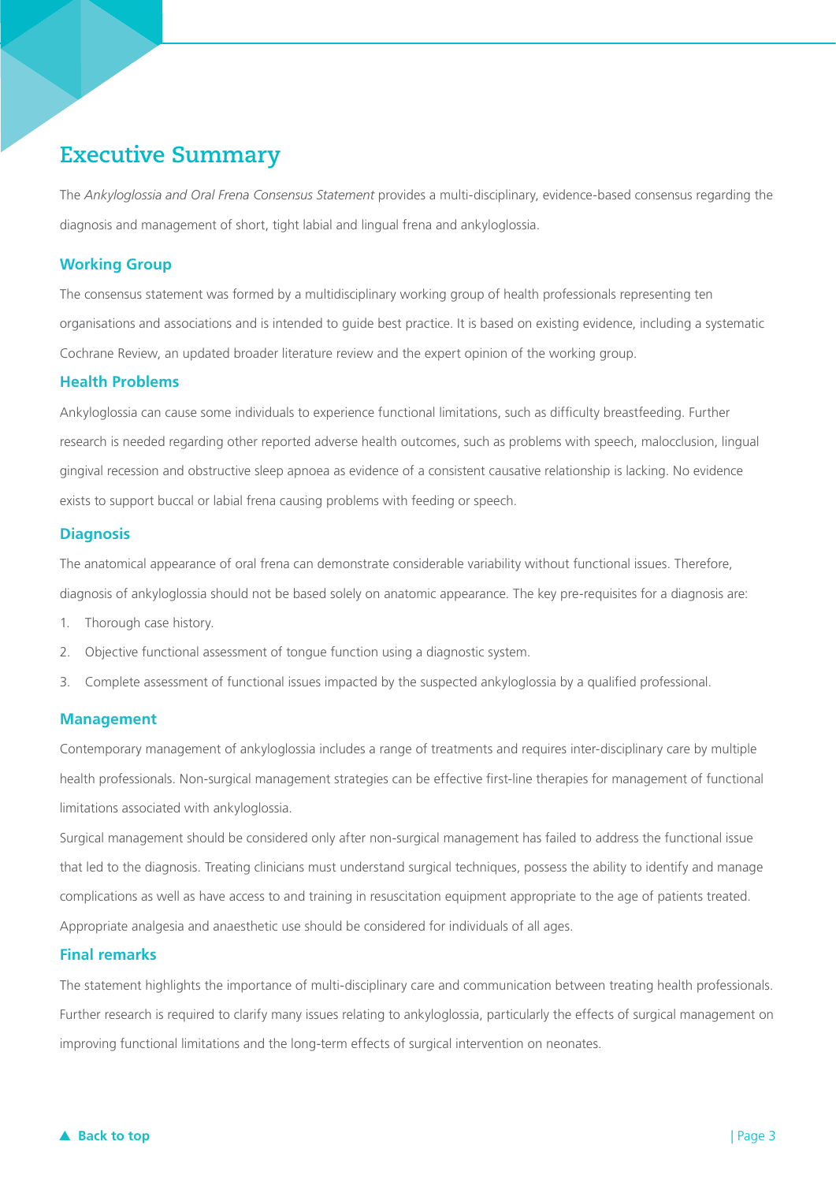# Executive Summary

The *Ankyloglossia and Oral Frena Consensus Statement* provides a multi-disciplinary, evidence-based consensus regarding the diagnosis and management of short, tight labial and lingual frena and ankyloglossia.

## Working Group

The consensus statement was formed by a multidisciplinary working group of health professionals representing ten organisations and associations and is intended to guide best practice. It is based on existing evidence, including a systematic Cochrane Review, an updated broader literature review and the expert opinion of the working group.

## Health Problems

Ankyloglossia can cause some individuals to experience functional limitations, such as difficulty breastfeeding. Further research is needed regarding other reported adverse health outcomes, such as problems with speech, malocclusion, lingual gingival recession and obstructive sleep apnoea as evidence of a consistent causative relationship is lacking. No evidence exists to support buccal or labial frena causing problems with feeding or speech.

## Diagnosis

The anatomical appearance of oral frena can demonstrate considerable variability without functional issues. Therefore, diagnosis of ankyloglossia should not be based solely on anatomic appearance. The key pre-requisites for a diagnosis are:

1. Thorough case history.
2. Objective functional assessment of tongue function using a diagnostic system.
3. Complete assessment of functional issues impacted by the suspected ankyloglossia by a qualified professional.

## Management

Contemporary management of ankyloglossia includes a range of treatments and requires inter-disciplinary care by multiple health professionals. Non-surgical management strategies can be effective first-line therapies for management of functional limitations associated with ankyloglossia.

Surgical management should be considered only after non-surgical management has failed to address the functional issue that led to the diagnosis. Treating clinicians must understand surgical techniques, possess the ability to identify and manage complications as well as have access to and training in resuscitation equipment appropriate to the age of patients treated. Appropriate analgesia and anaesthetic use should be considered for individuals of all ages.

## Final remarks

The statement highlights the importance of multi-disciplinary care and communication between treating health professionals. Further research is required to clarify many issues relating to ankyloglossia, particularly the effects of surgical management on improving functional limitations and the long-term effects of surgical intervention on neonates.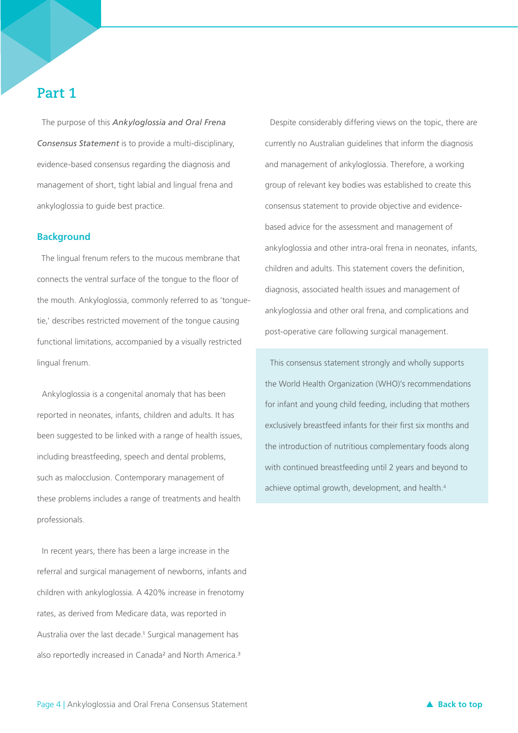# Part 1

The purpose of this ***Ankyloglossia and Oral Frena Consensus Statement*** is to provide a multi-disciplinary, evidence-based consensus regarding the diagnosis and management of short, tight labial and lingual frena and ankyloglossia to guide best practice.

## Background

The lingual frenum refers to the mucous membrane that connects the ventral surface of the tongue to the floor of the mouth. Ankyloglossia, commonly referred to as 'tongue-tie,' describes restricted movement of the tongue causing functional limitations, accompanied by a visually restricted lingual frenum.

Ankyloglossia is a congenital anomaly that has been reported in neonates, infants, children and adults. It has been suggested to be linked with a range of health issues, including breastfeeding, speech and dental problems, such as malocclusion. Contemporary management of these problems includes a range of treatments and health professionals.

In recent years, there has been a large increase in the referral and surgical management of newborns, infants and children with ankyloglossia. A 420% increase in frenotomy rates, as derived from Medicare data, was reported in Australia over the last decade.[1] Surgical management has also reportedly increased in Canada[2] and North America.[3]

Despite considerably differing views on the topic, there are currently no Australian guidelines that inform the diagnosis and management of ankyloglossia. Therefore, a working group of relevant key bodies was established to create this consensus statement to provide objective and evidence-based advice for the assessment and management of ankyloglossia and other intra-oral frena in neonates, infants, children and adults. This statement covers the definition, diagnosis, associated health issues and management of ankyloglossia and other oral frena, and complications and post-operative care following surgical management.

> This consensus statement strongly and wholly supports the World Health Organization (WHO)'s recommendations for infant and young child feeding, including that mothers exclusively breastfeed infants for their first six months and the introduction of nutritious complementary foods along with continued breastfeeding until 2 years and beyond to achieve optimal growth, development, and health.[4]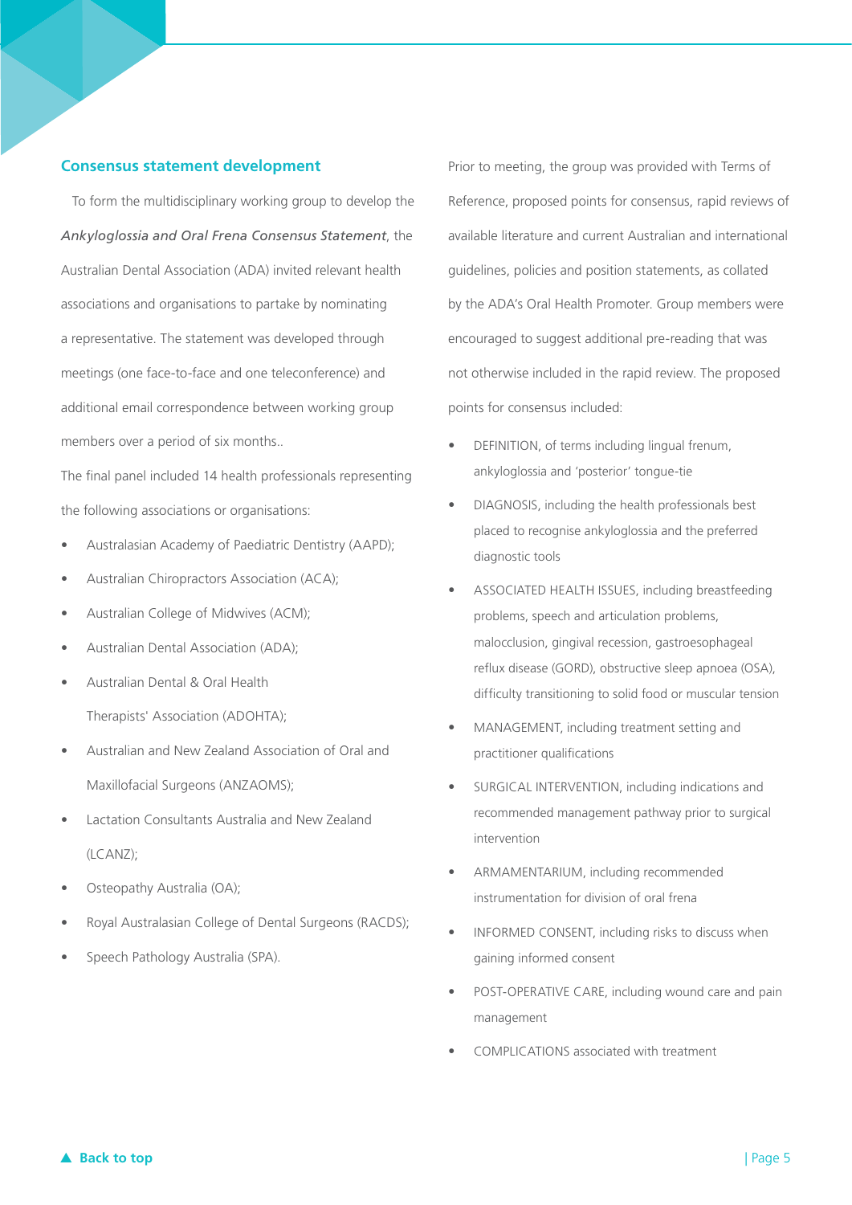## Consensus statement development

To form the multidisciplinary working group to develop the *Ankyloglossia and Oral Frena Consensus Statement*, the Australian Dental Association (ADA) invited relevant health associations and organisations to partake by nominating a representative. The statement was developed through meetings (one face-to-face and one teleconference) and additional email correspondence between working group members over a period of six months..

The final panel included 14 health professionals representing the following associations or organisations:

- Australasian Academy of Paediatric Dentistry (AAPD);
- Australian Chiropractors Association (ACA);
- Australian College of Midwives (ACM);
- Australian Dental Association (ADA);
- Australian Dental & Oral Health Therapists' Association (ADOHTA);
- Australian and New Zealand Association of Oral and Maxillofacial Surgeons (ANZAOMS);
- Lactation Consultants Australia and New Zealand (LCANZ);
- Osteopathy Australia (OA);
- Royal Australasian College of Dental Surgeons (RACDS);
- Speech Pathology Australia (SPA).

Prior to meeting, the group was provided with Terms of Reference, proposed points for consensus, rapid reviews of available literature and current Australian and international guidelines, policies and position statements, as collated by the ADA's Oral Health Promoter. Group members were encouraged to suggest additional pre-reading that was not otherwise included in the rapid review. The proposed points for consensus included:

- DEFINITION, of terms including lingual frenum, ankyloglossia and 'posterior' tongue-tie
- DIAGNOSIS, including the health professionals best placed to recognise ankyloglossia and the preferred diagnostic tools
- ASSOCIATED HEALTH ISSUES, including breastfeeding problems, speech and articulation problems, malocclusion, gingival recession, gastroesophageal reflux disease (GORD), obstructive sleep apnoea (OSA), difficulty transitioning to solid food or muscular tension
- MANAGEMENT, including treatment setting and practitioner qualifications
- SURGICAL INTERVENTION, including indications and recommended management pathway prior to surgical intervention
- ARMAMENTARIUM, including recommended instrumentation for division of oral frena
- INFORMED CONSENT, including risks to discuss when gaining informed consent
- POST-OPERATIVE CARE, including wound care and pain management
- COMPLICATIONS associated with treatment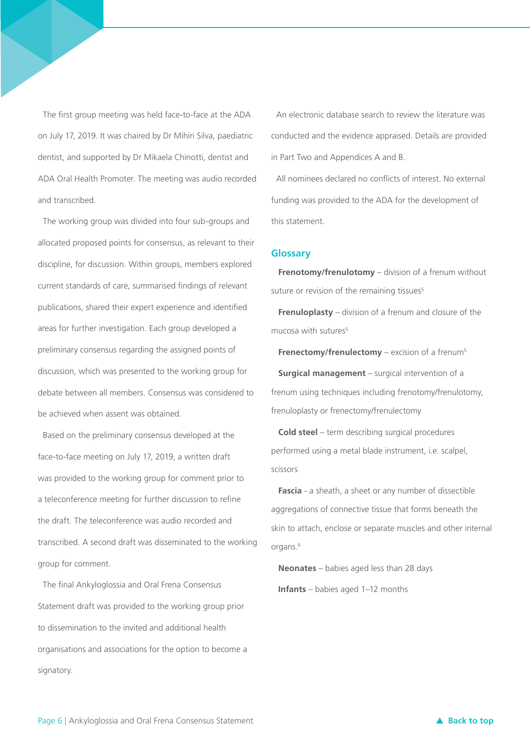The first group meeting was held face-to-face at the ADA on July 17, 2019. It was chaired by Dr Mihiri Silva, paediatric dentist, and supported by Dr Mikaela Chinotti, dentist and ADA Oral Health Promoter. The meeting was audio recorded and transcribed.

The working group was divided into four sub-groups and allocated proposed points for consensus, as relevant to their discipline, for discussion. Within groups, members explored current standards of care, summarised findings of relevant publications, shared their expert experience and identified areas for further investigation. Each group developed a preliminary consensus regarding the assigned points of discussion, which was presented to the working group for debate between all members. Consensus was considered to be achieved when assent was obtained.

Based on the preliminary consensus developed at the face-to-face meeting on July 17, 2019, a written draft was provided to the working group for comment prior to a teleconference meeting for further discussion to refine the draft. The teleconference was audio recorded and transcribed. A second draft was disseminated to the working group for comment.

The final Ankyloglossia and Oral Frena Consensus Statement draft was provided to the working group prior to dissemination to the invited and additional health organisations and associations for the option to become a signatory.

An electronic database search to review the literature was conducted and the evidence appraised. Details are provided in Part Two and Appendices A and B.

All nominees declared no conflicts of interest. No external funding was provided to the ADA for the development of this statement.

## Glossary

**Frenotomy/frenulotomy** – division of a frenum without suture or revision of the remaining tissues[5]

**Frenuloplasty** – division of a frenum and closure of the mucosa with sutures[5]

**Frenectomy/frenulectomy** – excision of a frenum[5]

**Surgical management** – surgical intervention of a frenum using techniques including frenotomy/frenulotomy, frenuloplasty or frenectomy/frenulectomy

**Cold steel** – term describing surgical procedures performed using a metal blade instrument, i.e. scalpel, scissors

**Fascia** - a sheath, a sheet or any number of dissectible aggregations of connective tissue that forms beneath the skin to attach, enclose or separate muscles and other internal organs.[6]

**Neonates** – babies aged less than 28 days

**Infants** – babies aged 1–12 months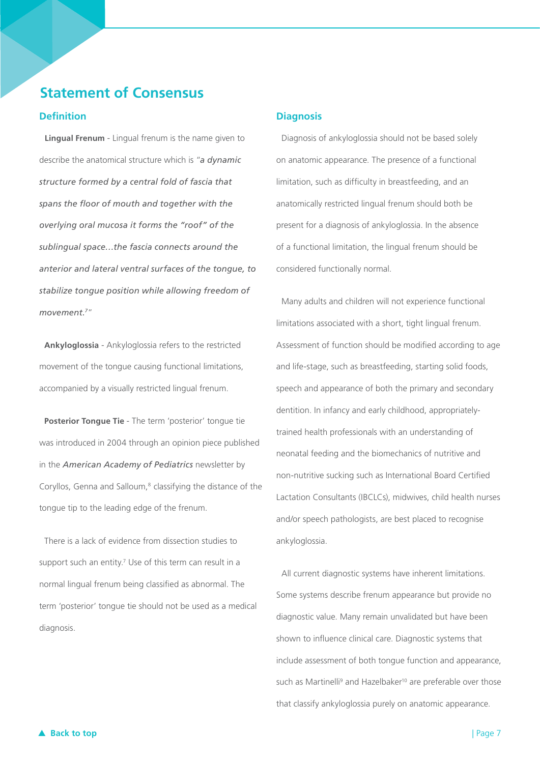# Statement of Consensus

## Definition

**Lingual Frenum** - Lingual frenum is the name given to describe the anatomical structure which is "*a dynamic structure formed by a central fold of fascia that spans the floor of mouth and together with the overlying oral mucosa it forms the "roof" of the sublingual space…the fascia connects around the anterior and lateral ventral surfaces of the tongue, to stabilize tongue position while allowing freedom of movement.*[7]"

**Ankyloglossia** - Ankyloglossia refers to the restricted movement of the tongue causing functional limitations, accompanied by a visually restricted lingual frenum.

**Posterior Tongue Tie** - The term 'posterior' tongue tie was introduced in 2004 through an opinion piece published in the *American Academy of Pediatrics* newsletter by Coryllos, Genna and Salloum,[8] classifying the distance of the tongue tip to the leading edge of the frenum.

There is a lack of evidence from dissection studies to support such an entity.[7] Use of this term can result in a normal lingual frenum being classified as abnormal. The term 'posterior' tongue tie should not be used as a medical diagnosis.

## Diagnosis

Diagnosis of ankyloglossia should not be based solely on anatomic appearance. The presence of a functional limitation, such as difficulty in breastfeeding, and an anatomically restricted lingual frenum should both be present for a diagnosis of ankyloglossia. In the absence of a functional limitation, the lingual frenum should be considered functionally normal.

Many adults and children will not experience functional limitations associated with a short, tight lingual frenum. Assessment of function should be modified according to age and life-stage, such as breastfeeding, starting solid foods, speech and appearance of both the primary and secondary dentition. In infancy and early childhood, appropriately-trained health professionals with an understanding of neonatal feeding and the biomechanics of nutritive and non-nutritive sucking such as International Board Certified Lactation Consultants (IBCLCs), midwives, child health nurses and/or speech pathologists, are best placed to recognise ankyloglossia.

All current diagnostic systems have inherent limitations. Some systems describe frenum appearance but provide no diagnostic value. Many remain unvalidated but have been shown to influence clinical care. Diagnostic systems that include assessment of both tongue function and appearance, such as Martinelli[9] and Hazelbaker[10] are preferable over those that classify ankyloglossia purely on anatomic appearance.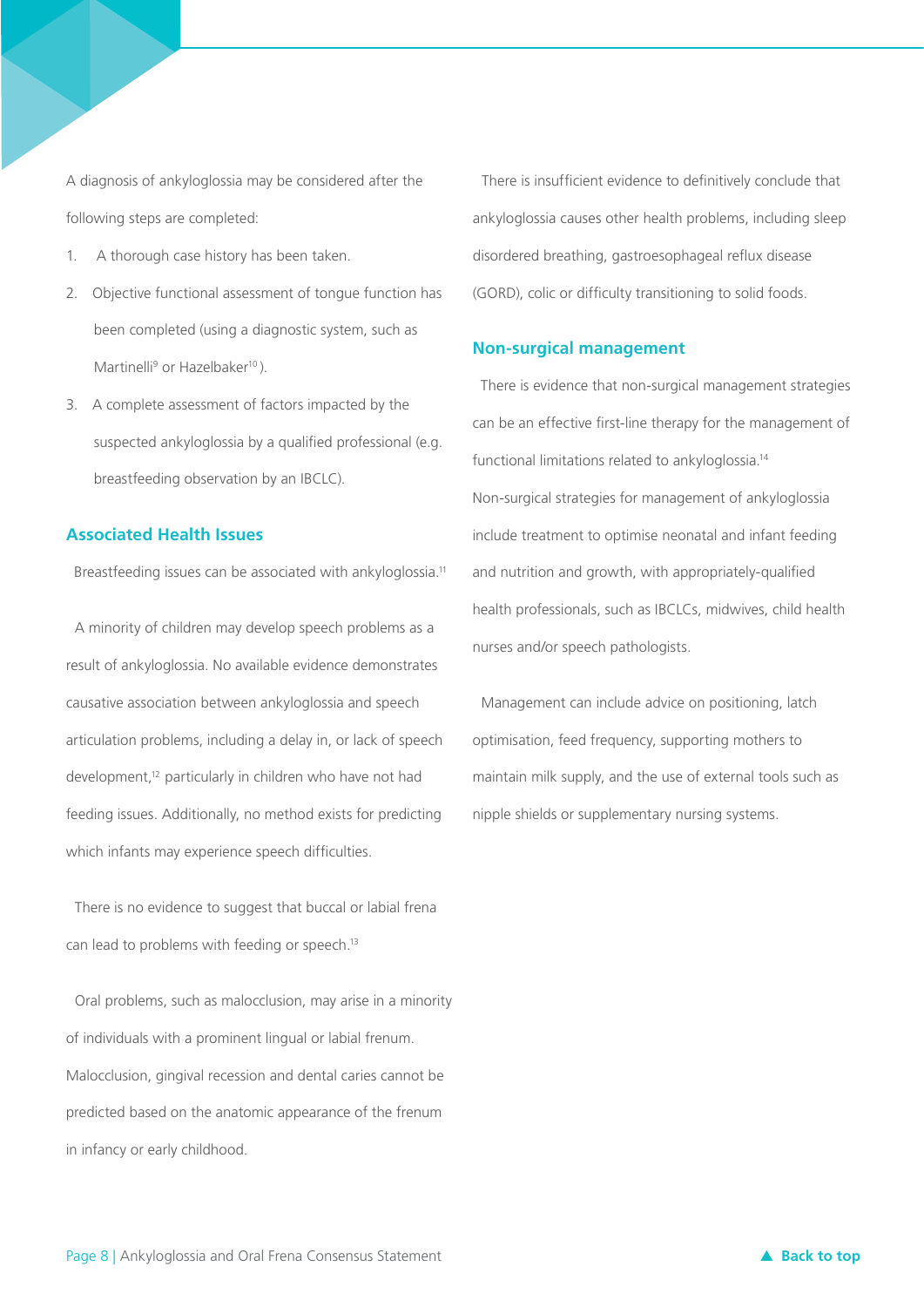A diagnosis of ankyloglossia may be considered after the following steps are completed:

1. A thorough case history has been taken.
2. Objective functional assessment of tongue function has been completed (using a diagnostic system, such as Martinelli[9] or Hazelbaker[10]).
3. A complete assessment of factors impacted by the suspected ankyloglossia by a qualified professional (e.g. breastfeeding observation by an IBCLC).

## Associated Health Issues

Breastfeeding issues can be associated with ankyloglossia.[11]

A minority of children may develop speech problems as a result of ankyloglossia. No available evidence demonstrates causative association between ankyloglossia and speech articulation problems, including a delay in, or lack of speech development,[12] particularly in children who have not had feeding issues. Additionally, no method exists for predicting which infants may experience speech difficulties.

There is no evidence to suggest that buccal or labial frena can lead to problems with feeding or speech.[13]

Oral problems, such as malocclusion, may arise in a minority of individuals with a prominent lingual or labial frenum. Malocclusion, gingival recession and dental caries cannot be predicted based on the anatomic appearance of the frenum in infancy or early childhood.

There is insufficient evidence to definitively conclude that ankyloglossia causes other health problems, including sleep disordered breathing, gastroesophageal reflux disease (GORD), colic or difficulty transitioning to solid foods.

## Non-surgical management

There is evidence that non-surgical management strategies can be an effective first-line therapy for the management of functional limitations related to ankyloglossia.[14]
Non-surgical strategies for management of ankyloglossia include treatment to optimise neonatal and infant feeding and nutrition and growth, with appropriately-qualified health professionals, such as IBCLCs, midwives, child health nurses and/or speech pathologists.

Management can include advice on positioning, latch optimisation, feed frequency, supporting mothers to maintain milk supply, and the use of external tools such as nipple shields or supplementary nursing systems.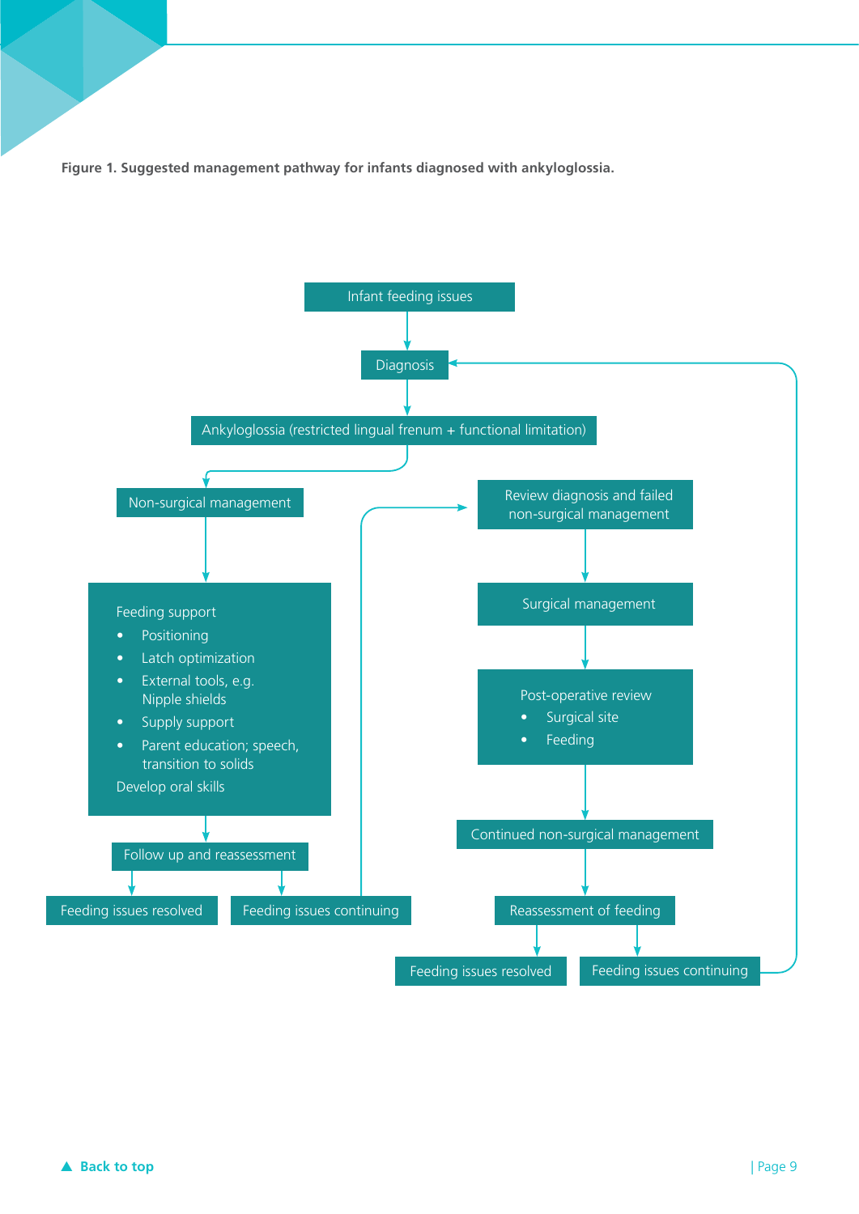**Figure 1. Suggested management pathway for infants diagnosed with ankyloglossia.**

- Infant feeding issues
  - → Diagnosis
    - → Ankyloglossia (restricted lingual frenum + functional limitation)
      - → Non-surgical management
        - → Feeding support
          - Positioning
          - Latch optimization
          - External tools, e.g. Nipple shields
          - Supply support
          - Parent education; speech, transition to solids

          Develop oral skills
          - → Follow up and reassessment
            - → Feeding issues resolved
            - → Feeding issues continuing
              - → Review diagnosis and failed non-surgical management
                - → Surgical management
                  - → Post-operative review
                    - Surgical site
                    - Feeding
                    - → Continued non-surgical management
                      - → Reassessment of feeding
                        - → Feeding issues resolved
                        - → Feeding issues continuing → (return to Diagnosis)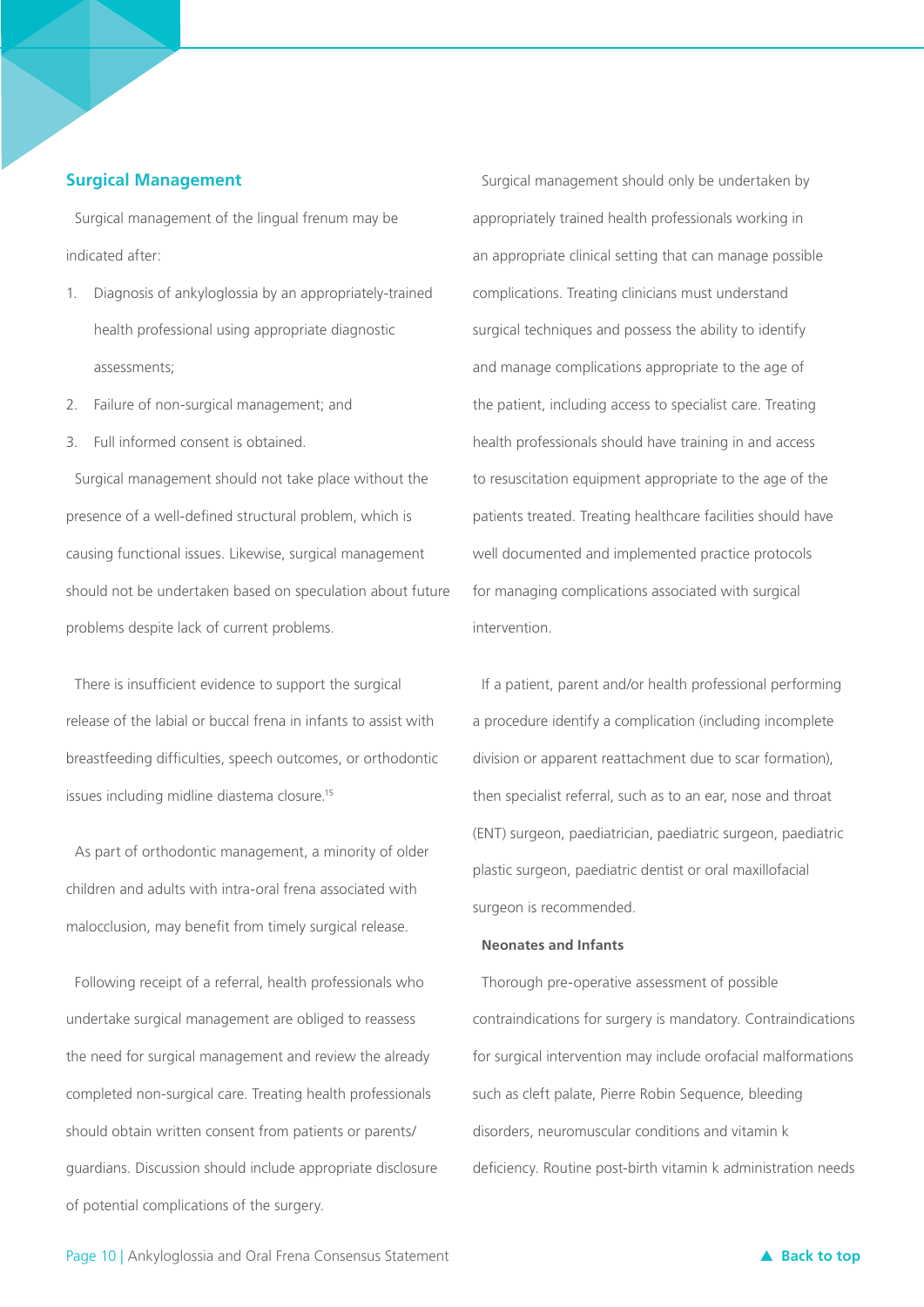## Surgical Management

Surgical management of the lingual frenum may be indicated after:

1. Diagnosis of ankyloglossia by an appropriately-trained health professional using appropriate diagnostic assessments;
2. Failure of non-surgical management; and
3. Full informed consent is obtained.

Surgical management should not take place without the presence of a well-defined structural problem, which is causing functional issues. Likewise, surgical management should not be undertaken based on speculation about future problems despite lack of current problems.

There is insufficient evidence to support the surgical release of the labial or buccal frena in infants to assist with breastfeeding difficulties, speech outcomes, or orthodontic issues including midline diastema closure.[15]

As part of orthodontic management, a minority of older children and adults with intra-oral frena associated with malocclusion, may benefit from timely surgical release.

Following receipt of a referral, health professionals who undertake surgical management are obliged to reassess the need for surgical management and review the already completed non-surgical care. Treating health professionals should obtain written consent from patients or parents/guardians. Discussion should include appropriate disclosure of potential complications of the surgery.

Surgical management should only be undertaken by appropriately trained health professionals working in an appropriate clinical setting that can manage possible complications. Treating clinicians must understand surgical techniques and possess the ability to identify and manage complications appropriate to the age of the patient, including access to specialist care. Treating health professionals should have training in and access to resuscitation equipment appropriate to the age of the patients treated. Treating healthcare facilities should have well documented and implemented practice protocols for managing complications associated with surgical intervention.

If a patient, parent and/or health professional performing a procedure identify a complication (including incomplete division or apparent reattachment due to scar formation), then specialist referral, such as to an ear, nose and throat (ENT) surgeon, paediatrician, paediatric surgeon, paediatric plastic surgeon, paediatric dentist or oral maxillofacial surgeon is recommended.

### Neonates and Infants

Thorough pre-operative assessment of possible contraindications for surgery is mandatory. Contraindications for surgical intervention may include orofacial malformations such as cleft palate, Pierre Robin Sequence, bleeding disorders, neuromuscular conditions and vitamin k deficiency. Routine post-birth vitamin k administration needs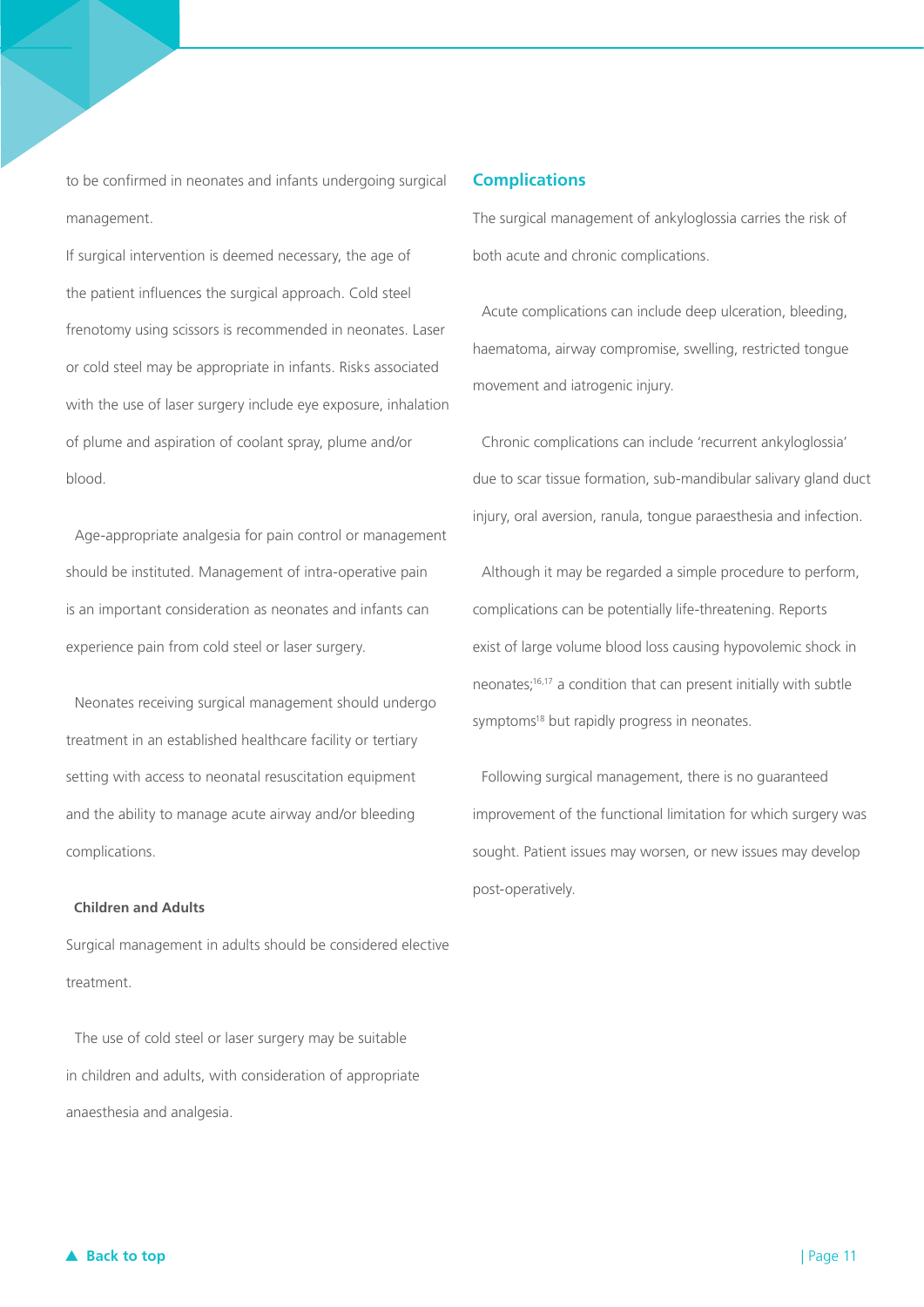to be confirmed in neonates and infants undergoing surgical management.

If surgical intervention is deemed necessary, the age of the patient influences the surgical approach. Cold steel frenotomy using scissors is recommended in neonates. Laser or cold steel may be appropriate in infants. Risks associated with the use of laser surgery include eye exposure, inhalation of plume and aspiration of coolant spray, plume and/or blood.

Age-appropriate analgesia for pain control or management should be instituted. Management of intra-operative pain is an important consideration as neonates and infants can experience pain from cold steel or laser surgery.

Neonates receiving surgical management should undergo treatment in an established healthcare facility or tertiary setting with access to neonatal resuscitation equipment and the ability to manage acute airway and/or bleeding complications.

**Children and Adults**

Surgical management in adults should be considered elective treatment.

The use of cold steel or laser surgery may be suitable in children and adults, with consideration of appropriate anaesthesia and analgesia.

## Complications

The surgical management of ankyloglossia carries the risk of both acute and chronic complications.

Acute complications can include deep ulceration, bleeding, haematoma, airway compromise, swelling, restricted tongue movement and iatrogenic injury.

Chronic complications can include 'recurrent ankyloglossia' due to scar tissue formation, sub-mandibular salivary gland duct injury, oral aversion, ranula, tongue paraesthesia and infection.

Although it may be regarded a simple procedure to perform, complications can be potentially life-threatening. Reports exist of large volume blood loss causing hypovolemic shock in neonates;[16,17] a condition that can present initially with subtle symptoms[18] but rapidly progress in neonates.

Following surgical management, there is no guaranteed improvement of the functional limitation for which surgery was sought. Patient issues may worsen, or new issues may develop post-operatively.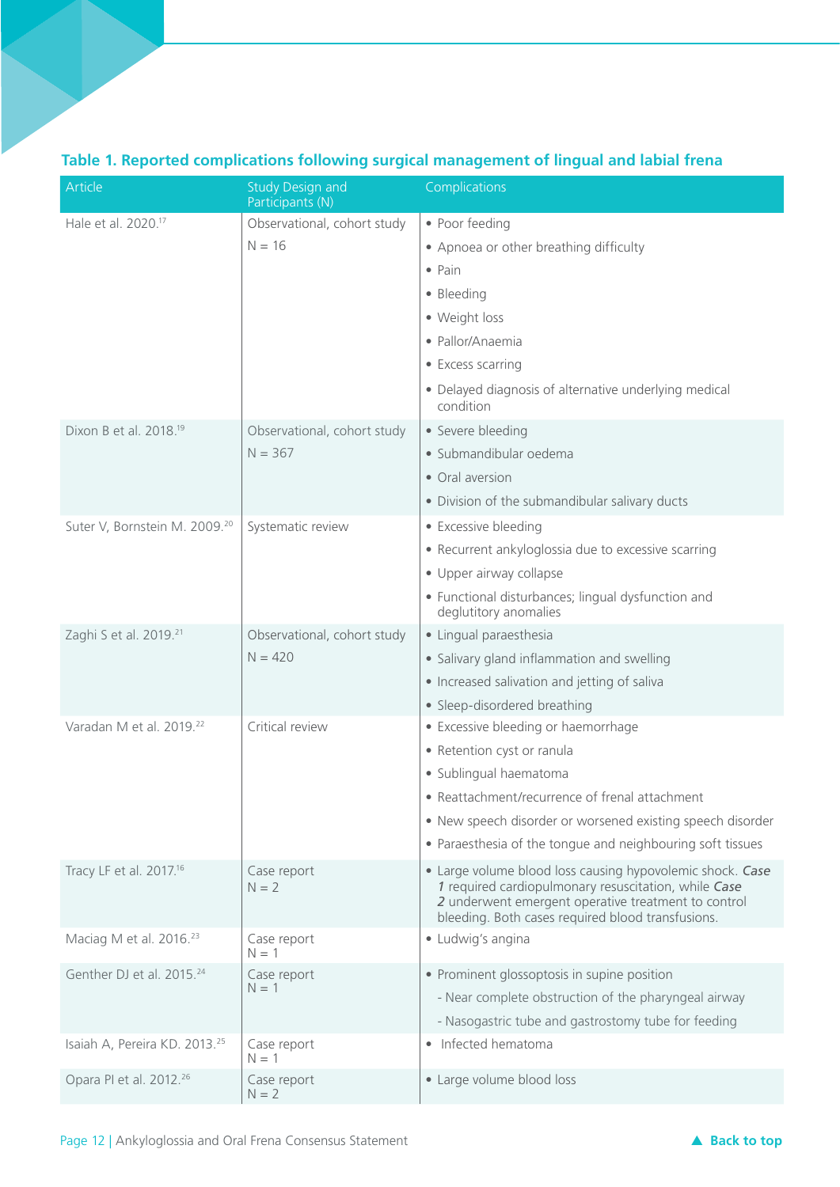**Table 1. Reported complications following surgical management of lingual and labial frena**

| Article | Study Design and Participants (N) | Complications |
|---|---|---|
| Hale et al. 2020.[17] | Observational, cohort study<br>N = 16 | • Poor feeding<br>• Apnoea or other breathing difficulty<br>• Pain<br>• Bleeding<br>• Weight loss<br>• Pallor/Anaemia<br>• Excess scarring<br>• Delayed diagnosis of alternative underlying medical condition |
| Dixon B et al. 2018.[19] | Observational, cohort study<br>N = 367 | • Severe bleeding<br>• Submandibular oedema<br>• Oral aversion<br>• Division of the submandibular salivary ducts |
| Suter V, Bornstein M. 2009.[20] | Systematic review | • Excessive bleeding<br>• Recurrent ankyloglossia due to excessive scarring<br>• Upper airway collapse<br>• Functional disturbances; lingual dysfunction and deglutitory anomalies |
| Zaghi S et al. 2019.[21] | Observational, cohort study<br>N = 420 | • Lingual paraesthesia<br>• Salivary gland inflammation and swelling<br>• Increased salivation and jetting of saliva<br>• Sleep-disordered breathing |
| Varadan M et al. 2019.[22] | Critical review | • Excessive bleeding or haemorrhage<br>• Retention cyst or ranula<br>• Sublingual haematoma<br>• Reattachment/recurrence of frenal attachment<br>• New speech disorder or worsened existing speech disorder<br>• Paraesthesia of the tongue and neighbouring soft tissues |
| Tracy LF et al. 2017.[16] | Case report<br>N = 2 | • Large volume blood loss causing hypovolemic shock. *Case 1* required cardiopulmonary resuscitation, while *Case 2* underwent emergent operative treatment to control bleeding. Both cases required blood transfusions. |
| Maciag M et al. 2016.[23] | Case report<br>N = 1 | • Ludwig's angina |
| Genther DJ et al. 2015.[24] | Case report<br>N = 1 | • Prominent glossoptosis in supine position<br>- Near complete obstruction of the pharyngeal airway<br>- Nasogastric tube and gastrostomy tube for feeding |
| Isaiah A, Pereira KD. 2013.[25] | Case report<br>N = 1 | • Infected hematoma |
| Opara PI et al. 2012.[26] | Case report<br>N = 2 | • Large volume blood loss |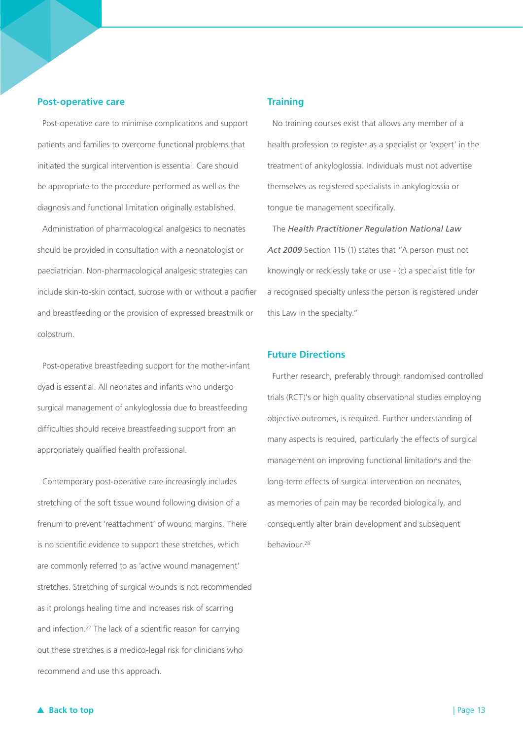## Post-operative care

Post-operative care to minimise complications and support patients and families to overcome functional problems that initiated the surgical intervention is essential. Care should be appropriate to the procedure performed as well as the diagnosis and functional limitation originally established.

Administration of pharmacological analgesics to neonates should be provided in consultation with a neonatologist or paediatrician. Non-pharmacological analgesic strategies can include skin-to-skin contact, sucrose with or without a pacifier and breastfeeding or the provision of expressed breastmilk or colostrum.

Post-operative breastfeeding support for the mother-infant dyad is essential. All neonates and infants who undergo surgical management of ankyloglossia due to breastfeeding difficulties should receive breastfeeding support from an appropriately qualified health professional.

Contemporary post-operative care increasingly includes stretching of the soft tissue wound following division of a frenum to prevent 'reattachment' of wound margins. There is no scientific evidence to support these stretches, which are commonly referred to as 'active wound management' stretches. Stretching of surgical wounds is not recommended as it prolongs healing time and increases risk of scarring and infection.[27] The lack of a scientific reason for carrying out these stretches is a medico-legal risk for clinicians who recommend and use this approach.

## Training

No training courses exist that allows any member of a health profession to register as a specialist or 'expert' in the treatment of ankyloglossia. Individuals must not advertise themselves as registered specialists in ankyloglossia or tongue tie management specifically.

The ***Health Practitioner Regulation National Law Act 2009*** Section 115 (1) states that "A person must not knowingly or recklessly take or use - (c) a specialist title for a recognised specialty unless the person is registered under this Law in the specialty."

## Future Directions

Further research, preferably through randomised controlled trials (RCT)'s or high quality observational studies employing objective outcomes, is required. Further understanding of many aspects is required, particularly the effects of surgical management on improving functional limitations and the long-term effects of surgical intervention on neonates, as memories of pain may be recorded biologically, and consequently alter brain development and subsequent behaviour.[28]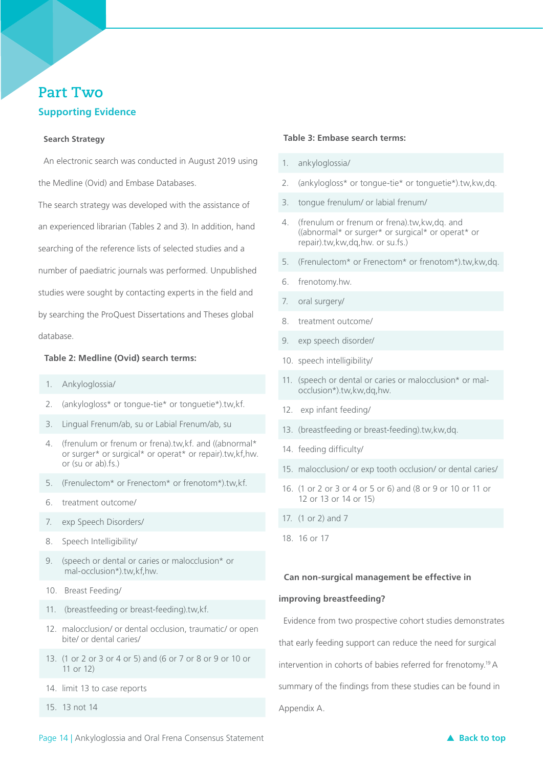# Part Two

## Supporting Evidence

### Search Strategy

An electronic search was conducted in August 2019 using the Medline (Ovid) and Embase Databases.

The search strategy was developed with the assistance of an experienced librarian (Tables 2 and 3). In addition, hand searching of the reference lists of selected studies and a number of paediatric journals was performed. Unpublished studies were sought by contacting experts in the field and by searching the ProQuest Dissertations and Theses global database.

**Table 2: Medline (Ovid) search terms:**

1. Ankyloglossia/
2. (ankylogloss* or tongue-tie* or tonguetie*).tw,kf.
3. Lingual Frenum/ab, su or Labial Frenum/ab, su
4. (frenulum or frenum or frena).tw,kf. and ((abnormal* or surger* or surgical* or operat* or repair).tw,kf,hw. or (su or ab).fs.)
5. (Frenulectom* or Frenectom* or frenotom*).tw,kf.
6. treatment outcome/
7. exp Speech Disorders/
8. Speech Intelligibility/
9. (speech or dental or caries or malocclusion* or mal-occlusion*).tw,kf,hw.
10. Breast Feeding/
11. (breastfeeding or breast-feeding).tw,kf.
12. malocclusion/ or dental occlusion, traumatic/ or open bite/ or dental caries/
13. (1 or 2 or 3 or 4 or 5) and (6 or 7 or 8 or 9 or 10 or 11 or 12)
14. limit 13 to case reports
15. 13 not 14

**Table 3: Embase search terms:**

1. ankyloglossia/
2. (ankylogloss* or tongue-tie* or tonguetie*).tw,kw,dq.
3. tongue frenulum/ or labial frenum/
4. (frenulum or frenum or frena).tw,kw,dq. and ((abnormal* or surger* or surgical* or operat* or repair).tw,kw,dq,hw. or su.fs.)
5. (Frenulectom* or Frenectom* or frenotom*).tw,kw,dq.
6. frenotomy.hw.
7. oral surgery/
8. treatment outcome/
9. exp speech disorder/
10. speech intelligibility/
11. (speech or dental or caries or malocclusion* or mal-occlusion*).tw,kw,dq,hw.
12. exp infant feeding/
13. (breastfeeding or breast-feeding).tw,kw,dq.
14. feeding difficulty/
15. malocclusion/ or exp tooth occlusion/ or dental caries/
16. (1 or 2 or 3 or 4 or 5 or 6) and (8 or 9 or 10 or 11 or 12 or 13 or 14 or 15)
17. (1 or 2) and 7
18. 16 or 17

### Can non-surgical management be effective in improving breastfeeding?

Evidence from two prospective cohort studies demonstrates that early feeding support can reduce the need for surgical intervention in cohorts of babies referred for frenotomy.[19] A summary of the findings from these studies can be found in Appendix A.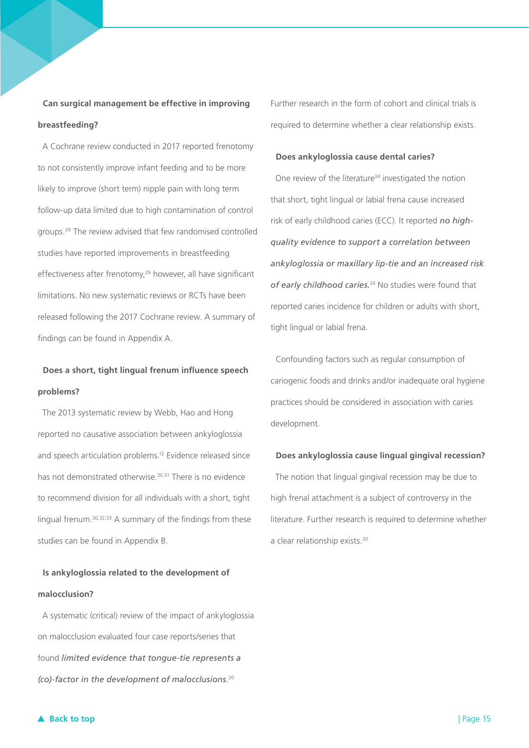**Can surgical management be effective in improving breastfeeding?**

A Cochrane review conducted in 2017 reported frenotomy to not consistently improve infant feeding and to be more likely to improve (short term) nipple pain with long term follow-up data limited due to high contamination of control groups.[29] The review advised that few randomised controlled studies have reported improvements in breastfeeding effectiveness after frenotomy,[29] however, all have significant limitations. No new systematic reviews or RCTs have been released following the 2017 Cochrane review. A summary of findings can be found in Appendix A.

**Does a short, tight lingual frenum influence speech problems?**

The 2013 systematic review by Webb, Hao and Hong reported no causative association between ankyloglossia and speech articulation problems.[12] Evidence released since has not demonstrated otherwise.[30,31] There is no evidence to recommend division for all individuals with a short, tight lingual frenum.[30,32,33] A summary of the findings from these studies can be found in Appendix B.

**Is ankyloglossia related to the development of malocclusion?**

A systematic (critical) review of the impact of ankyloglossia on malocclusion evaluated four case reports/series that found *limited evidence that tongue-tie represents a (co)-factor in the development of malocclusions.*[20] Further research in the form of cohort and clinical trials is required to determine whether a clear relationship exists.

**Does ankyloglossia cause dental caries?**

One review of the literature[34] investigated the notion that short, tight lingual or labial frena cause increased risk of early childhood caries (ECC). It reported ***no high-quality evidence to support a correlation between ankyloglossia or maxillary lip-tie and an increased risk of early childhood caries.***[34] No studies were found that reported caries incidence for children or adults with short, tight lingual or labial frena.

Confounding factors such as regular consumption of cariogenic foods and drinks and/or inadequate oral hygiene practices should be considered in association with caries development.

**Does ankyloglossia cause lingual gingival recession?**

The notion that lingual gingival recession may be due to high frenal attachment is a subject of controversy in the literature. Further research is required to determine whether a clear relationship exists.[20]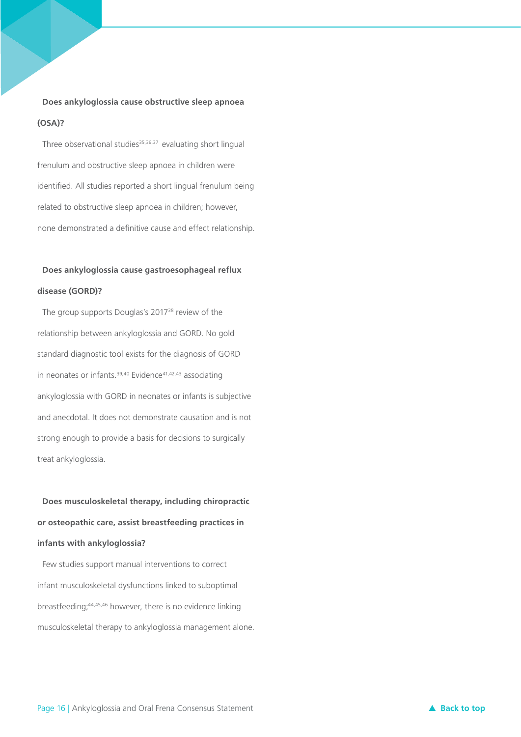**Does ankyloglossia cause obstructive sleep apnoea (OSA)?**

Three observational studies[35,36,37] evaluating short lingual frenulum and obstructive sleep apnoea in children were identified. All studies reported a short lingual frenulum being related to obstructive sleep apnoea in children; however, none demonstrated a definitive cause and effect relationship.

**Does ankyloglossia cause gastroesophageal reflux disease (GORD)?**

The group supports Douglas's 2017[38] review of the relationship between ankyloglossia and GORD. No gold standard diagnostic tool exists for the diagnosis of GORD in neonates or infants.[39,40] Evidence[41,42,43] associating ankyloglossia with GORD in neonates or infants is subjective and anecdotal. It does not demonstrate causation and is not strong enough to provide a basis for decisions to surgically treat ankyloglossia.

**Does musculoskeletal therapy, including chiropractic or osteopathic care, assist breastfeeding practices in infants with ankyloglossia?**

Few studies support manual interventions to correct infant musculoskeletal dysfunctions linked to suboptimal breastfeeding;[44,45,46] however, there is no evidence linking musculoskeletal therapy to ankyloglossia management alone.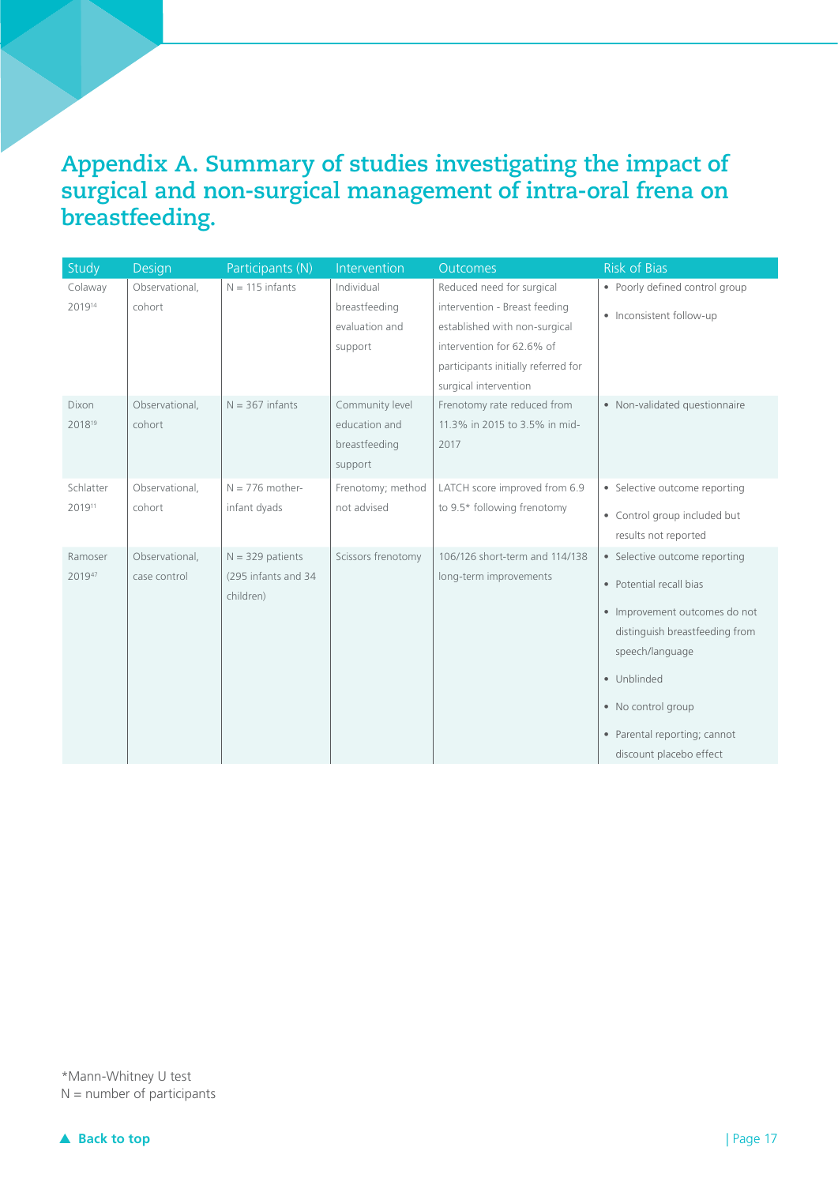# Appendix A. Summary of studies investigating the impact of surgical and non-surgical management of intra-oral frena on breastfeeding.

| Study | Design | Participants (N) | Intervention | Outcomes | Risk of Bias |
|---|---|---|---|---|---|
| Colaway 2019[14] | Observational, cohort | N = 115 infants | Individual breastfeeding evaluation and support | Reduced need for surgical intervention - Breast feeding established with non-surgical intervention for 62.6% of participants initially referred for surgical intervention | • Poorly defined control group<br>• Inconsistent follow-up |
| Dixon 2018[19] | Observational, cohort | N = 367 infants | Community level education and breastfeeding support | Frenotomy rate reduced from 11.3% in 2015 to 3.5% in mid-2017 | • Non-validated questionnaire |
| Schlatter 2019[11] | Observational, cohort | N = 776 mother-infant dyads | Frenotomy; method not advised | LATCH score improved from 6.9 to 9.5* following frenotomy | • Selective outcome reporting<br>• Control group included but results not reported |
| Ramoser 2019[47] | Observational, case control | N = 329 patients (295 infants and 34 children) | Scissors frenotomy | 106/126 short-term and 114/138 long-term improvements | • Selective outcome reporting<br>• Potential recall bias<br>• Improvement outcomes do not distinguish breastfeeding from speech/language<br>• Unblinded<br>• No control group<br>• Parental reporting; cannot discount placebo effect |

*Mann-Whitney U test
N = number of participants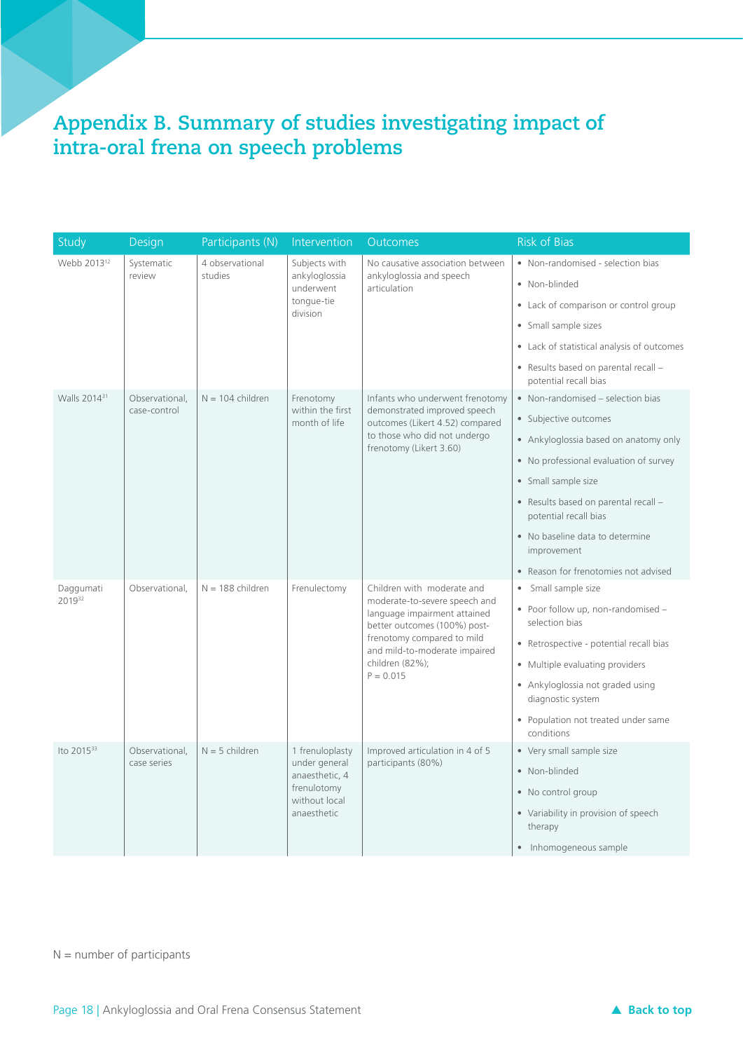# Appendix B. Summary of studies investigating impact of intra-oral frena on speech problems

| Study | Design | Participants (N) | Intervention | Outcomes | Risk of Bias |
|---|---|---|---|---|---|
| Webb 2013[12] | Systematic review | 4 observational studies | Subjects with ankyloglossia underwent tongue-tie division | No causative association between ankyloglossia and speech articulation | • Non-randomised - selection bias<br>• Non-blinded<br>• Lack of comparison or control group<br>• Small sample sizes<br>• Lack of statistical analysis of outcomes<br>• Results based on parental recall – potential recall bias |
| Walls 2014[31] | Observational, case-control | N = 104 children | Frenotomy within the first month of life | Infants who underwent frenotomy demonstrated improved speech outcomes (Likert 4.52) compared to those who did not undergo frenotomy (Likert 3.60) | • Non-randomised – selection bias<br>• Subjective outcomes<br>• Ankyloglossia based on anatomy only<br>• No professional evaluation of survey<br>• Small sample size<br>• Results based on parental recall – potential recall bias<br>• No baseline data to determine improvement<br>• Reason for frenotomies not advised |
| Daggumati 2019[32] | Observational, | N = 188 children | Frenulectomy | Children with moderate and moderate-to-severe speech and language impairment attained better outcomes (100%) post-frenotomy compared to mild and mild-to-moderate impaired children (82%); P = 0.015 | • Small sample size<br>• Poor follow up, non-randomised – selection bias<br>• Retrospective - potential recall bias<br>• Multiple evaluating providers<br>• Ankyloglossia not graded using diagnostic system<br>• Population not treated under same conditions |
| Ito 2015[33] | Observational, case series | N = 5 children | 1 frenuloplasty under general anaesthetic, 4 frenulotomy without local anaesthetic | Improved articulation in 4 of 5 participants (80%) | • Very small sample size<br>• Non-blinded<br>• No control group<br>• Variability in provision of speech therapy<br>• Inhomogeneous sample |

N = number of participants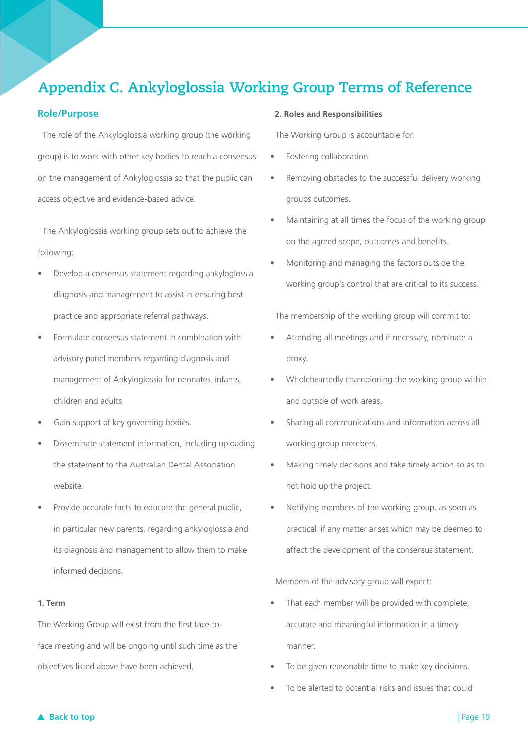# Appendix C. Ankyloglossia Working Group Terms of Reference

## Role/Purpose

The role of the Ankyloglossia working group (the working group) is to work with other key bodies to reach a consensus on the management of Ankyloglossia so that the public can access objective and evidence-based advice.

The Ankyloglossia working group sets out to achieve the following:

- Develop a consensus statement regarding ankyloglossia diagnosis and management to assist in ensuring best practice and appropriate referral pathways.
- Formulate consensus statement in combination with advisory panel members regarding diagnosis and management of Ankyloglossia for neonates, infants, children and adults.
- Gain support of key governing bodies.
- Disseminate statement information, including uploading the statement to the Australian Dental Association website.
- Provide accurate facts to educate the general public, in particular new parents, regarding ankyloglossia and its diagnosis and management to allow them to make informed decisions.

### 1. Term

The Working Group will exist from the first face-to-face meeting and will be ongoing until such time as the objectives listed above have been achieved.

### 2. Roles and Responsibilities

The Working Group is accountable for:

- Fostering collaboration.
- Removing obstacles to the successful delivery working groups outcomes.
- Maintaining at all times the focus of the working group on the agreed scope, outcomes and benefits.
- Monitoring and managing the factors outside the working group's control that are critical to its success.

The membership of the working group will commit to:

- Attending all meetings and if necessary, nominate a proxy.
- Wholeheartedly championing the working group within and outside of work areas.
- Sharing all communications and information across all working group members.
- Making timely decisions and take timely action so as to not hold up the project.
- Notifying members of the working group, as soon as practical, if any matter arises which may be deemed to affect the development of the consensus statement.

Members of the advisory group will expect:

- That each member will be provided with complete, accurate and meaningful information in a timely manner.
- To be given reasonable time to make key decisions.
- To be alerted to potential risks and issues that could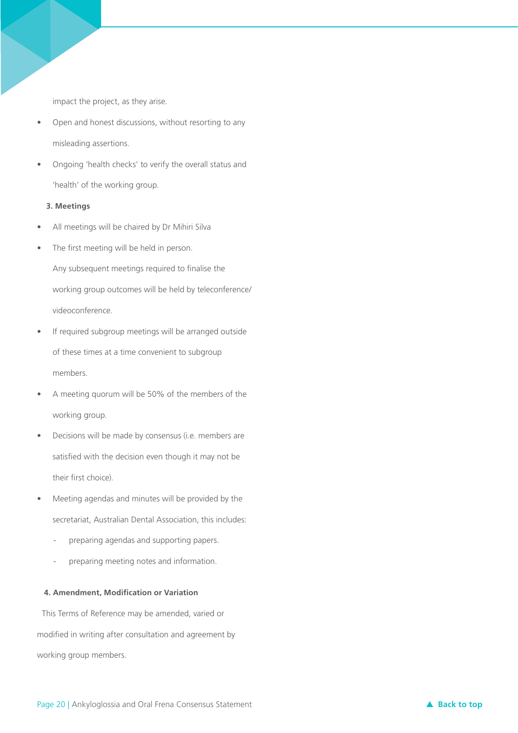impact the project, as they arise.

- Open and honest discussions, without resorting to any misleading assertions.
- Ongoing 'health checks' to verify the overall status and 'health' of the working group.

**3. Meetings**

- All meetings will be chaired by Dr Mihiri Silva
- The first meeting will be held in person.

  Any subsequent meetings required to finalise the working group outcomes will be held by teleconference/ videoconference.
- If required subgroup meetings will be arranged outside of these times at a time convenient to subgroup members.
- A meeting quorum will be 50% of the members of the working group.
- Decisions will be made by consensus (i.e. members are satisfied with the decision even though it may not be their first choice).
- Meeting agendas and minutes will be provided by the secretariat, Australian Dental Association, this includes:
  - preparing agendas and supporting papers.
  - preparing meeting notes and information.

**4. Amendment, Modification or Variation**

This Terms of Reference may be amended, varied or modified in writing after consultation and agreement by working group members.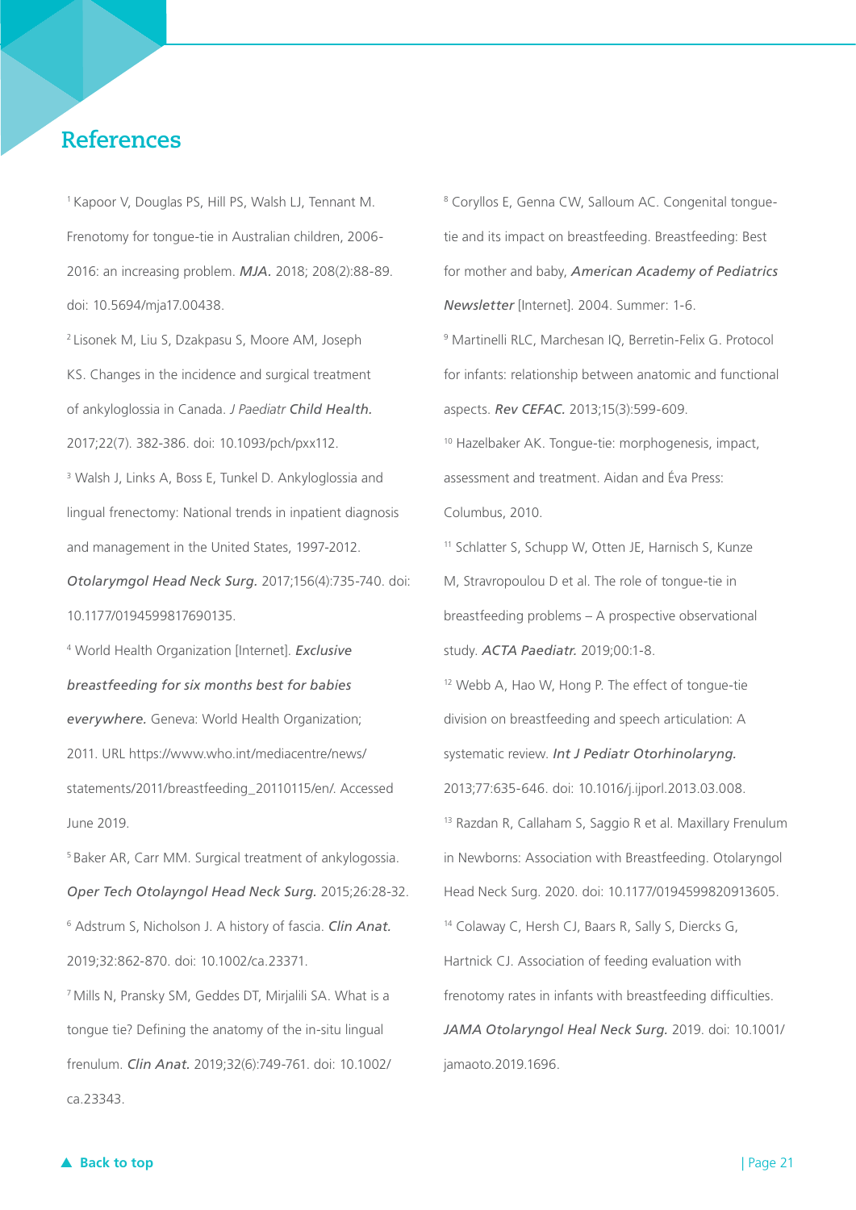## References

[1] Kapoor V, Douglas PS, Hill PS, Walsh LJ, Tennant M. Frenotomy for tongue-tie in Australian children, 2006-2016: an increasing problem. ***MJA.*** 2018; 208(2):88-89. doi: 10.5694/mja17.00438.

[2] Lisonek M, Liu S, Dzakpasu S, Moore AM, Joseph KS. Changes in the incidence and surgical treatment of ankyloglossia in Canada. *J Paediatr* ***Child Health.*** 2017;22(7). 382-386. doi: 10.1093/pch/pxx112.

[3] Walsh J, Links A, Boss E, Tunkel D. Ankyloglossia and lingual frenectomy: National trends in inpatient diagnosis and management in the United States, 1997-2012. ***Otolarymgol Head Neck Surg.*** 2017;156(4):735-740. doi: 10.1177/0194599817690135.

[4] World Health Organization [Internet]. ***Exclusive breastfeeding for six months best for babies everywhere.*** Geneva: World Health Organization; 2011. URL https://www.who.int/mediacentre/news/statements/2011/breastfeeding_20110115/en/. Accessed June 2019.

[5] Baker AR, Carr MM. Surgical treatment of ankylogossia. ***Oper Tech Otolaygol Head Neck Surg.*** 2015;26:28-32.

[6] Adstrum S, Nicholson J. A history of fascia. ***Clin Anat.*** 2019;32:862-870. doi: 10.1002/ca.23371.

[7] Mills N, Pransky SM, Geddes DT, Mirjalili SA. What is a tongue tie? Defining the anatomy of the in-situ lingual frenulum. ***Clin Anat.*** 2019;32(6):749-761. doi: 10.1002/ca.23343.

[8] Coryllos E, Genna CW, Salloum AC. Congenital tongue-tie and its impact on breastfeeding. Breastfeeding: Best for mother and baby, ***American Academy of Pediatrics Newsletter*** [Internet]. 2004. Summer: 1-6.

[9] Martinelli RLC, Marchesan IQ, Berretin-Felix G. Protocol for infants: relationship between anatomic and functional aspects. ***Rev CEFAC.*** 2013;15(3):599-609.

[10] Hazelbaker AK. Tongue-tie: morphogenesis, impact, assessment and treatment. Aidan and Éva Press: Columbus, 2010.

[11] Schlatter S, Schupp W, Otten JE, Harnisch S, Kunze M, Stravropoulou D et al. The role of tongue-tie in breastfeeding problems – A prospective observational study. ***ACTA Paediatr.*** 2019;00:1-8.

[12] Webb A, Hao W, Hong P. The effect of tongue-tie division on breastfeeding and speech articulation: A systematic review. ***Int J Pediatr Otorhinolaryng.*** 2013;77:635-646. doi: 10.1016/j.ijporl.2013.03.008.

[13] Razdan R, Callaham S, Saggio R et al. Maxillary Frenulum in Newborns: Association with Breastfeeding. Otolaryngol Head Neck Surg. 2020. doi: 10.1177/0194599820913605.

[14] Colaway C, Hersh CJ, Baars R, Sally S, Diercks G, Hartnick CJ. Association of feeding evaluation with frenotomy rates in infants with breastfeeding difficulties. ***JAMA Otolaryngol Heal Neck Surg.*** 2019. doi: 10.1001/jamaoto.2019.1696.

▲ Back to top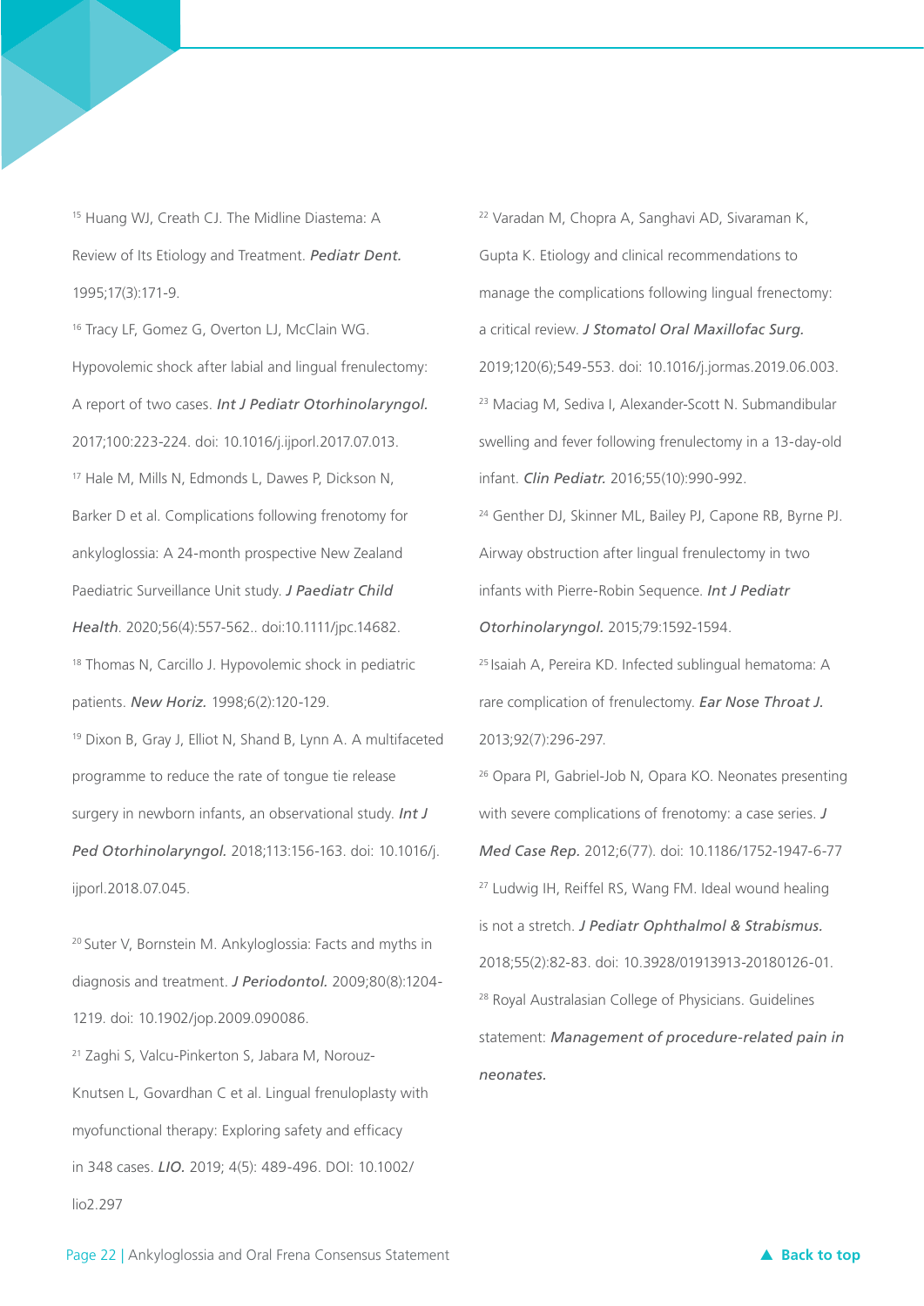[15] Huang WJ, Creath CJ. The Midline Diastema: A Review of Its Etiology and Treatment. ***Pediatr Dent.*** 1995;17(3):171-9.

[16] Tracy LF, Gomez G, Overton LJ, McClain WG. Hypovolemic shock after labial and lingual frenulectomy: A report of two cases. ***Int J Pediatr Otorhinolaryngol.*** 2017;100:223-224. doi: 10.1016/j.ijporl.2017.07.013.

[17] Hale M, Mills N, Edmonds L, Dawes P, Dickson N, Barker D et al. Complications following frenotomy for ankyloglossia: A 24-month prospective New Zealand Paediatric Surveillance Unit study. ***J Paediatr Child Health***. 2020;56(4):557-562.. doi:10.1111/jpc.14682.

[18] Thomas N, Carcillo J. Hypovolemic shock in pediatric patients. ***New Horiz.*** 1998;6(2):120-129.

[19] Dixon B, Gray J, Elliot N, Shand B, Lynn A. A multifaceted programme to reduce the rate of tongue tie release surgery in newborn infants, an observational study. ***Int J Ped Otorhinolaryngol.*** 2018;113:156-163. doi: 10.1016/j.ijporl.2018.07.045.

[20] Suter V, Bornstein M. Ankyloglossia: Facts and myths in diagnosis and treatment. ***J Periodontol.*** 2009;80(8):1204-1219. doi: 10.1902/jop.2009.090086.

[21] Zaghi S, Valcu-Pinkerton S, Jabara M, Norouz-Knutsen L, Govardhan C et al. Lingual frenuloplasty with myofunctional therapy: Exploring safety and efficacy in 348 cases. ***LIO.*** 2019; 4(5): 489-496. DOI: 10.1002/lio2.297

[22] Varadan M, Chopra A, Sanghavi AD, Sivaraman K, Gupta K. Etiology and clinical recommendations to manage the complications following lingual frenectomy: a critical review. ***J Stomatol Oral Maxillofac Surg.*** 2019;120(6);549-553. doi: 10.1016/j.jormas.2019.06.003.

[23] Maciag M, Sediva I, Alexander-Scott N. Submandibular swelling and fever following frenulectomy in a 13-day-old infant. ***Clin Pediatr.*** 2016;55(10):990-992.

[24] Genther DJ, Skinner ML, Bailey PJ, Capone RB, Byrne PJ. Airway obstruction after lingual frenulectomy in two infants with Pierre-Robin Sequence. ***Int J Pediatr Otorhinolaryngol.*** 2015;79:1592-1594.

[25] Isaiah A, Pereira KD. Infected sublingual hematoma: A rare complication of frenulectomy. ***Ear Nose Throat J.*** 2013;92(7):296-297.

[26] Opara PI, Gabriel-Job N, Opara KO. Neonates presenting with severe complications of frenotomy: a case series. ***J Med Case Rep.*** 2012;6(77). doi: 10.1186/1752-1947-6-77

[27] Ludwig IH, Reiffel RS, Wang FM. Ideal wound healing is not a stretch. ***J Pediatr Ophthalmol & Strabismus.*** 2018;55(2):82-83. doi: 10.3928/01913913-20180126-01.

[28] Royal Australasian College of Physicians. Guidelines statement: ***Management of procedure-related pain in neonates.***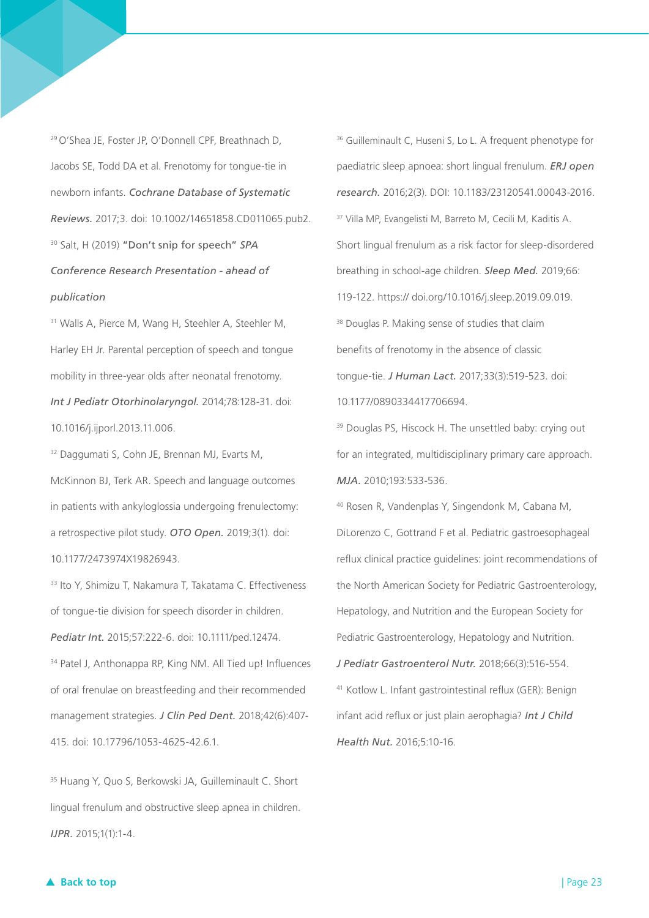[29] O'Shea JE, Foster JP, O'Donnell CPF, Breathnach D, Jacobs SE, Todd DA et al. Frenotomy for tongue-tie in newborn infants. ***Cochrane Database of Systematic Reviews.*** 2017;3. doi: 10.1002/14651858.CD011065.pub2.

[30] Salt, H (2019) **"Don't snip for speech"** ***SPA Conference Research Presentation - ahead of publication***

[31] Walls A, Pierce M, Wang H, Steehler A, Steehler M, Harley EH Jr. Parental perception of speech and tongue mobility in three-year olds after neonatal frenotomy. ***Int J Pediatr Otorhinolaryngol.*** 2014;78:128-31. doi: 10.1016/j.ijporl.2013.11.006.

[32] Daggumati S, Cohn JE, Brennan MJ, Evarts M, McKinnon BJ, Terk AR. Speech and language outcomes in patients with ankyloglossia undergoing frenulectomy: a retrospective pilot study. ***OTO Open.*** 2019;3(1). doi: 10.1177/2473974X19826943.

[33] Ito Y, Shimizu T, Nakamura T, Takatama C. Effectiveness of tongue-tie division for speech disorder in children. ***Pediatr Int.*** 2015;57:222-6. doi: 10.1111/ped.12474.

[34] Patel J, Anthonappa RP, King NM. All Tied up! Influences of oral frenulae on breastfeeding and their recommended management strategies. ***J Clin Ped Dent.*** 2018;42(6):407-415. doi: 10.17796/1053-4625-42.6.1.

[35] Huang Y, Quo S, Berkowski JA, Guilleminault C. Short lingual frenulum and obstructive sleep apnea in children. ***IJPR.*** 2015;1(1):1-4.

[36] Guilleminault C, Huseni S, Lo L. A frequent phenotype for paediatric sleep apnoea: short lingual frenulum. ***ERJ open research.*** 2016;2(3). DOI: 10.1183/23120541.00043-2016.

[37] Villa MP, Evangelisti M, Barreto M, Cecili M, Kaditis A. Short lingual frenulum as a risk factor for sleep-disordered breathing in school-age children. ***Sleep Med.*** 2019;66: 119-122. https:// doi.org/10.1016/j.sleep.2019.09.019.

[38] Douglas P. Making sense of studies that claim benefits of frenotomy in the absence of classic tongue-tie. ***J Human Lact.*** 2017;33(3):519-523. doi: 10.1177/0890334417706694.

[39] Douglas PS, Hiscock H. The unsettled baby: crying out for an integrated, multidisciplinary primary care approach. ***MJA.*** 2010;193:533-536.

[40] Rosen R, Vandenplas Y, Singendonk M, Cabana M, DiLorenzo C, Gottrand F et al. Pediatric gastroesophageal reflux clinical practice guidelines: joint recommendations of the North American Society for Pediatric Gastroenterology, Hepatology, and Nutrition and the European Society for Pediatric Gastroenterology, Hepatology and Nutrition. ***J Pediatr Gastroenterol Nutr.*** 2018;66(3):516-554.

[41] Kotlow L. Infant gastrointestinal reflux (GER): Benign infant acid reflux or just plain aerophagia? ***Int J Child Health Nut.*** 2016;5:10-16.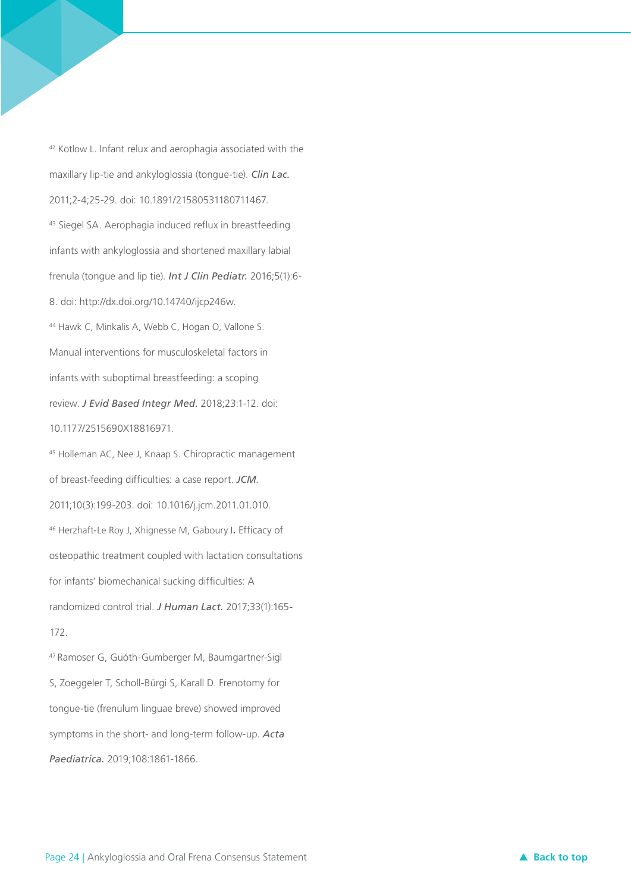[42] Kotlow L. Infant relux and aerophagia associated with the maxillary lip-tie and ankyloglossia (tongue-tie). ***Clin Lac.*** 2011;2-4;25-29. doi: 10.1891/21580531180711467.

[43] Siegel SA. Aerophagia induced reflux in breastfeeding infants with ankyloglossia and shortened maxillary labial frenula (tongue and lip tie). ***Int J Clin Pediatr.*** 2016;5(1):6-8. doi: http://dx.doi.org/10.14740/ijcp246w.

[44] Hawk C, Minkalis A, Webb C, Hogan O, Vallone S. Manual interventions for musculoskeletal factors in infants with suboptimal breastfeeding: a scoping review. ***J Evid Based Integr Med.*** 2018;23:1-12. doi: 10.1177/2515690X18816971.

[45] Holleman AC, Nee J, Knaap S. Chiropractic management of breast-feeding difficulties: a case report. ***JCM***. 2011;10(3):199-203. doi: 10.1016/j.jcm.2011.01.010.

[46] Herzhaft-Le Roy J, Xhignesse M, Gaboury I**.** Efficacy of osteopathic treatment coupled with lactation consultations for infants' biomechanical sucking difficulties: A randomized control trial. ***J Human Lact.*** 2017;33(1):165-172.

[47] Ramoser G, Guóth-Gumberger M, Baumgartner-Sigl S, Zoeggeler T, Scholl-Bürgi S, Karall D. Frenotomy for tongue-tie (frenulum linguae breve) showed improved symptoms in the short- and long-term follow-up. ***Acta Paediatrica.*** 2019;108:1861-1866.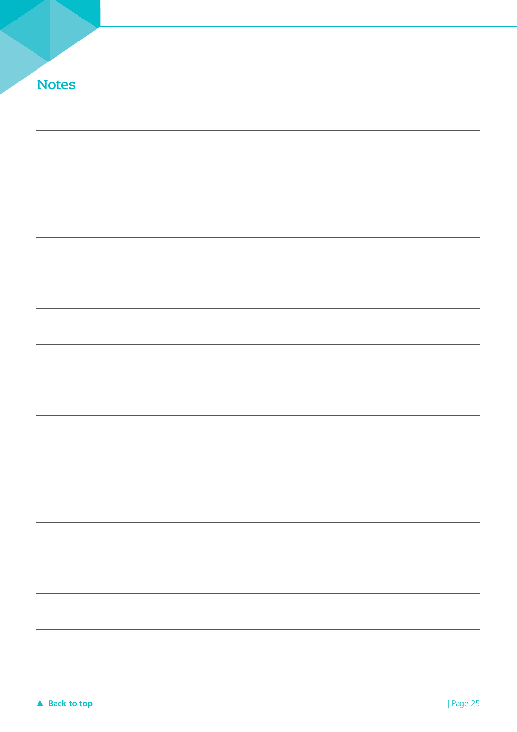# Notes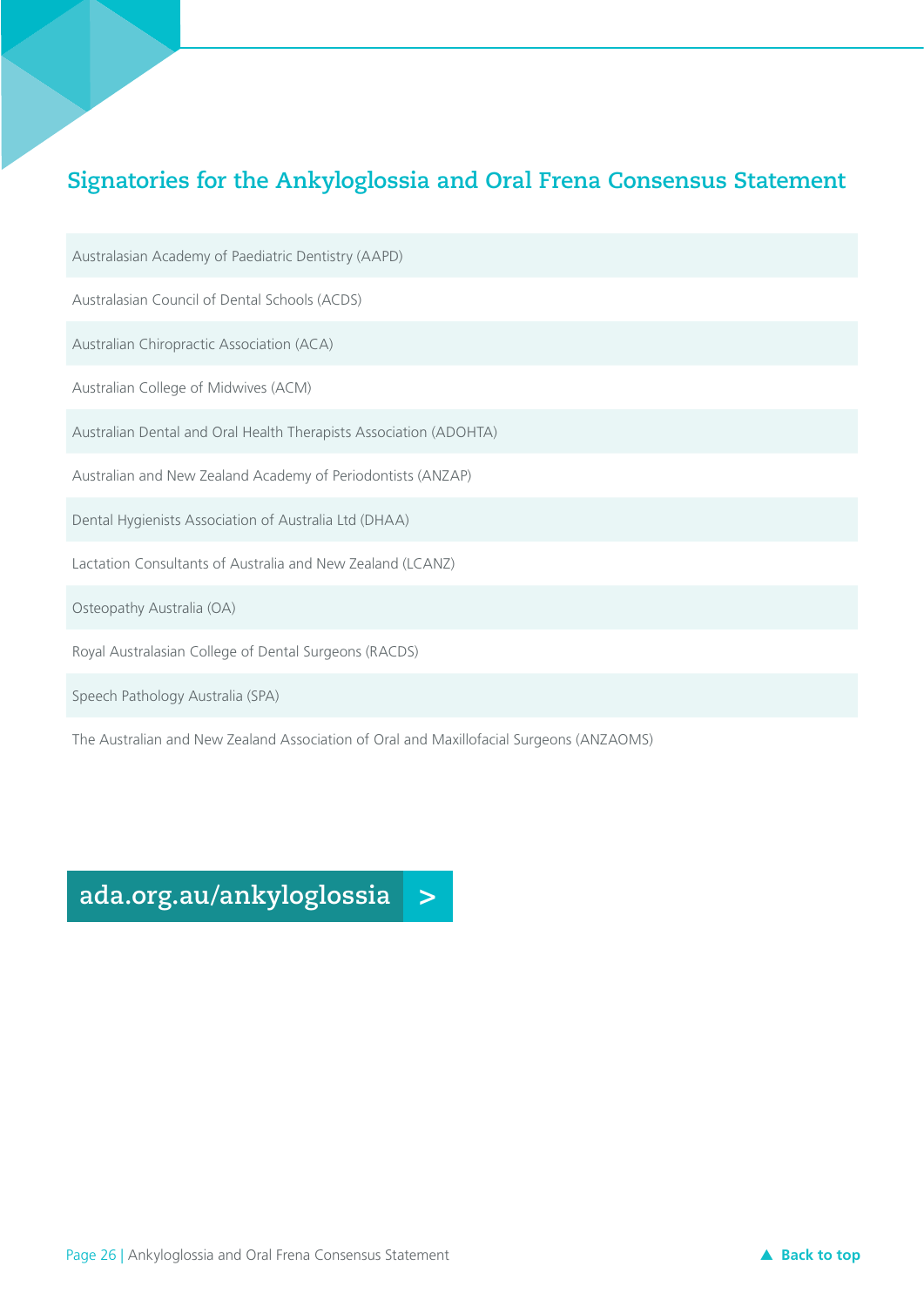## Signatories for the Ankyloglossia and Oral Frena Consensus Statement

| |
|---|
| Australasian Academy of Paediatric Dentistry (AAPD) |
| Australasian Council of Dental Schools (ACDS) |
| Australian Chiropractic Association (ACA) |
| Australian College of Midwives (ACM) |
| Australian Dental and Oral Health Therapists Association (ADOHTA) |
| Australian and New Zealand Academy of Periodontists (ANZAP) |
| Dental Hygienists Association of Australia Ltd (DHAA) |
| Lactation Consultants of Australia and New Zealand (LCANZ) |
| Osteopathy Australia (OA) |
| Royal Australasian College of Dental Surgeons (RACDS) |
| Speech Pathology Australia (SPA) |
| The Australian and New Zealand Association of Oral and Maxillofacial Surgeons (ANZAOMS) |

**ada.org.au/ankyloglossia >**